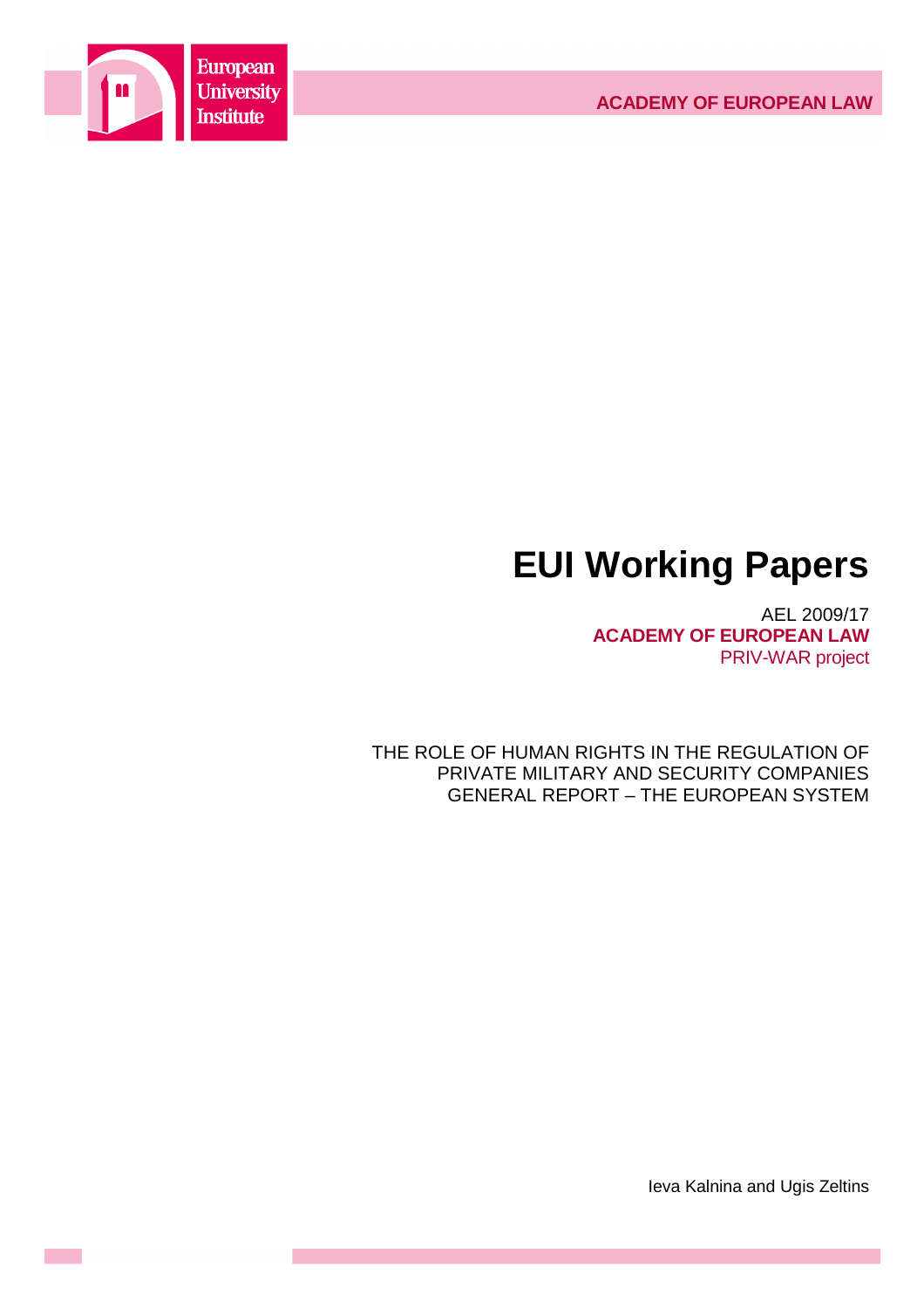European University Institute

ACADEMY OF EUROPEAN LAW

# EUI Working Papers

AEL 2009/17
**ACADEMY OF EUROPEAN LAW**
PRIV-WAR project

THE ROLE OF HUMAN RIGHTS IN THE REGULATION OF PRIVATE MILITARY AND SECURITY COMPANIES
GENERAL REPORT – THE EUROPEAN SYSTEM

Ieva Kalnina and Ugis Zeltins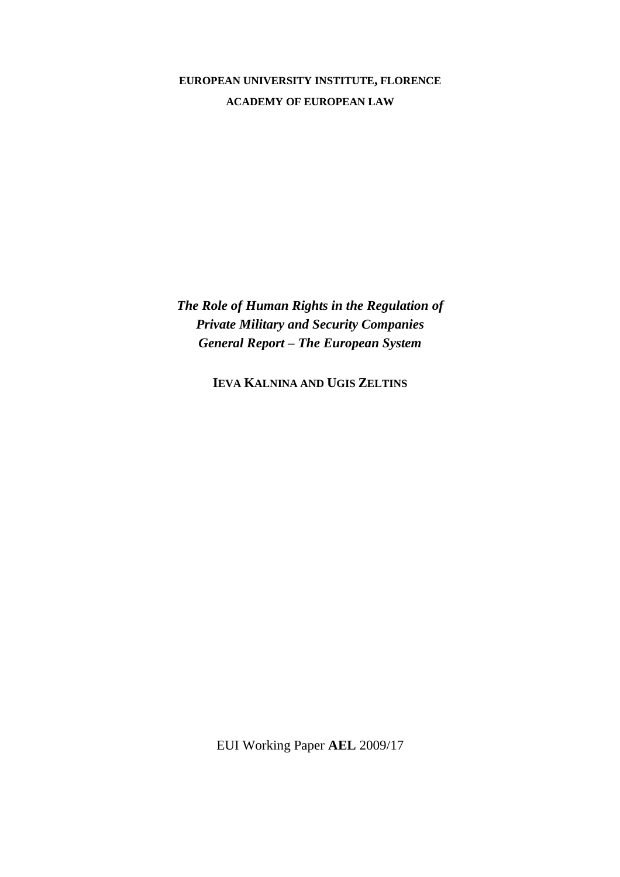**EUROPEAN UNIVERSITY INSTITUTE, FLORENCE**

**ACADEMY OF EUROPEAN LAW**

# *The Role of Human Rights in the Regulation of Private Military and Security Companies General Report – The European System*

**IEVA KALNINA AND UGIS ZELTINS**

EUI Working Paper **AEL** 2009/17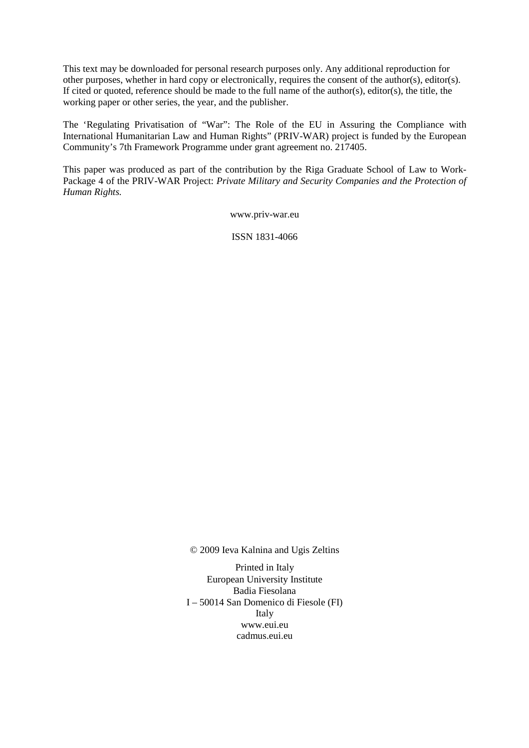This text may be downloaded for personal research purposes only. Any additional reproduction for other purposes, whether in hard copy or electronically, requires the consent of the author(s), editor(s). If cited or quoted, reference should be made to the full name of the author(s), editor(s), the title, the working paper or other series, the year, and the publisher.

The 'Regulating Privatisation of "War": The Role of the EU in Assuring the Compliance with International Humanitarian Law and Human Rights" (PRIV-WAR) project is funded by the European Community's 7th Framework Programme under grant agreement no. 217405.

This paper was produced as part of the contribution by the Riga Graduate School of Law to Work-Package 4 of the PRIV-WAR Project: *Private Military and Security Companies and the Protection of Human Rights.*

www.priv-war.eu

ISSN 1831-4066

© 2009 Ieva Kalnina and Ugis Zeltins

Printed in Italy
European University Institute
Badia Fiesolana
I – 50014 San Domenico di Fiesole (FI)
Italy
www.eui.eu
cadmus.eui.eu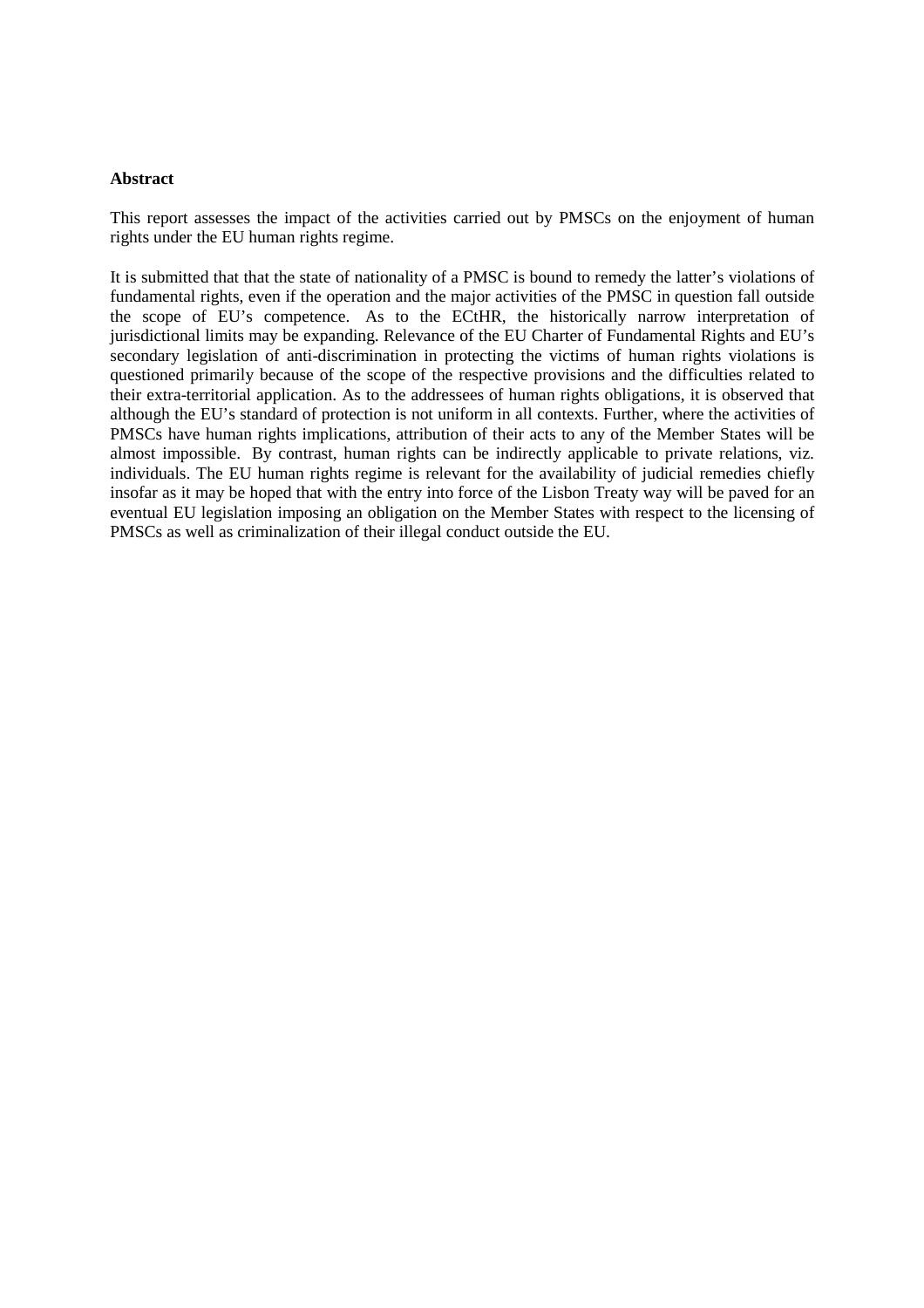**Abstract**

This report assesses the impact of the activities carried out by PMSCs on the enjoyment of human rights under the EU human rights regime.

It is submitted that that the state of nationality of a PMSC is bound to remedy the latter's violations of fundamental rights, even if the operation and the major activities of the PMSC in question fall outside the scope of EU's competence. As to the ECtHR, the historically narrow interpretation of jurisdictional limits may be expanding. Relevance of the EU Charter of Fundamental Rights and EU's secondary legislation of anti-discrimination in protecting the victims of human rights violations is questioned primarily because of the scope of the respective provisions and the difficulties related to their extra-territorial application. As to the addressees of human rights obligations, it is observed that although the EU's standard of protection is not uniform in all contexts. Further, where the activities of PMSCs have human rights implications, attribution of their acts to any of the Member States will be almost impossible. By contrast, human rights can be indirectly applicable to private relations, viz. individuals. The EU human rights regime is relevant for the availability of judicial remedies chiefly insofar as it may be hoped that with the entry into force of the Lisbon Treaty way will be paved for an eventual EU legislation imposing an obligation on the Member States with respect to the licensing of PMSCs as well as criminalization of their illegal conduct outside the EU.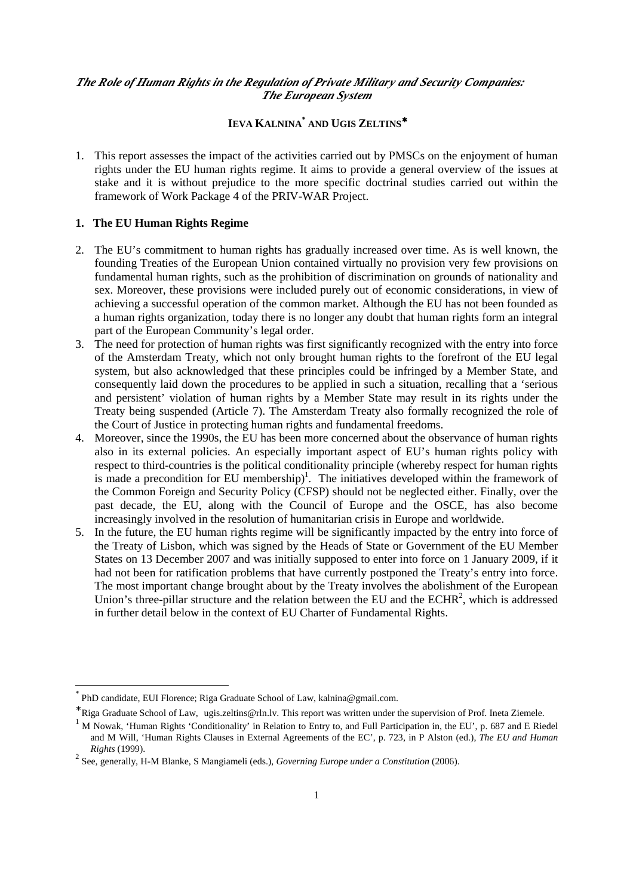*The Role of Human Rights in the Regulation of Private Military and Security Companies: The European System*

**IEVA KALNINA[*] AND UGIS ZELTINS[∗]**

1. This report assesses the impact of the activities carried out by PMSCs on the enjoyment of human rights under the EU human rights regime. It aims to provide a general overview of the issues at stake and it is without prejudice to the more specific doctrinal studies carried out within the framework of Work Package 4 of the PRIV-WAR Project.

## 1. The EU Human Rights Regime

2. The EU's commitment to human rights has gradually increased over time. As is well known, the founding Treaties of the European Union contained virtually no provision very few provisions on fundamental human rights, such as the prohibition of discrimination on grounds of nationality and sex. Moreover, these provisions were included purely out of economic considerations, in view of achieving a successful operation of the common market. Although the EU has not been founded as a human rights organization, today there is no longer any doubt that human rights form an integral part of the European Community's legal order.
3. The need for protection of human rights was first significantly recognized with the entry into force of the Amsterdam Treaty, which not only brought human rights to the forefront of the EU legal system, but also acknowledged that these principles could be infringed by a Member State, and consequently laid down the procedures to be applied in such a situation, recalling that a 'serious and persistent' violation of human rights by a Member State may result in its rights under the Treaty being suspended (Article 7). The Amsterdam Treaty also formally recognized the role of the Court of Justice in protecting human rights and fundamental freedoms.
4. Moreover, since the 1990s, the EU has been more concerned about the observance of human rights also in its external policies. An especially important aspect of EU's human rights policy with respect to third-countries is the political conditionality principle (whereby respect for human rights is made a precondition for EU membership)[1]. The initiatives developed within the framework of the Common Foreign and Security Policy (CFSP) should not be neglected either. Finally, over the past decade, the EU, along with the Council of Europe and the OSCE, has also become increasingly involved in the resolution of humanitarian crisis in Europe and worldwide.
5. In the future, the EU human rights regime will be significantly impacted by the entry into force of the Treaty of Lisbon, which was signed by the Heads of State or Government of the EU Member States on 13 December 2007 and was initially supposed to enter into force on 1 January 2009, if it had not been for ratification problems that have currently postponed the Treaty's entry into force. The most important change brought about by the Treaty involves the abolishment of the European Union's three-pillar structure and the relation between the EU and the ECHR[2], which is addressed in further detail below in the context of EU Charter of Fundamental Rights.

---

[*] PhD candidate, EUI Florence; Riga Graduate School of Law, kalnina@gmail.com.

[∗] Riga Graduate School of Law, ugis.zeltins@rln.lv. This report was written under the supervision of Prof. Ineta Ziemele.

[1] M Nowak, 'Human Rights 'Conditionality' in Relation to Entry to, and Full Participation in, the EU', p. 687 and E Riedel and M Will, 'Human Rights Clauses in External Agreements of the EC', p. 723, in P Alston (ed.), *The EU and Human Rights* (1999).

[2] See, generally, H-M Blanke, S Mangiameli (eds.), *Governing Europe under a Constitution* (2006).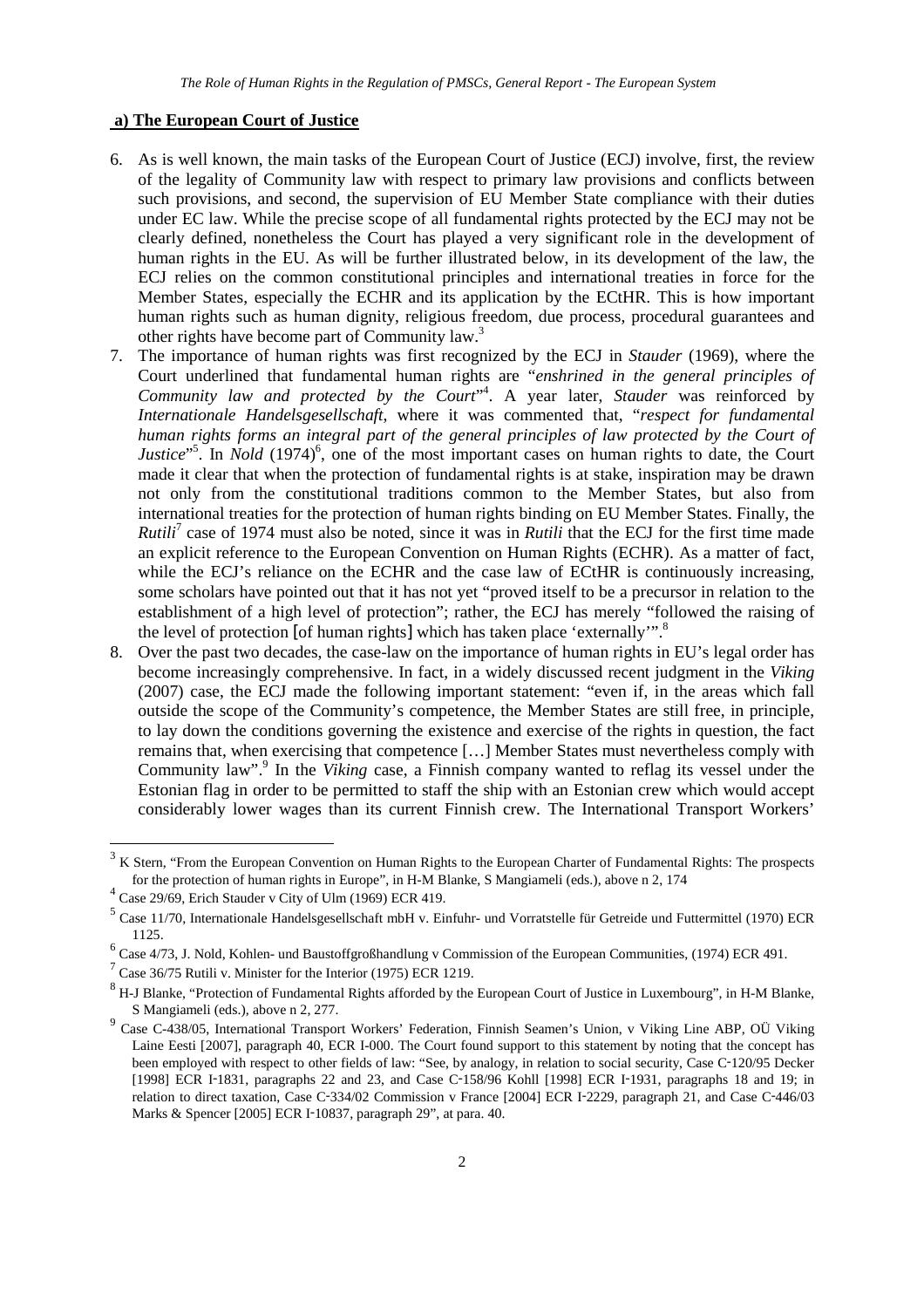## a) The European Court of Justice

6. As is well known, the main tasks of the European Court of Justice (ECJ) involve, first, the review of the legality of Community law with respect to primary law provisions and conflicts between such provisions, and second, the supervision of EU Member State compliance with their duties under EC law. While the precise scope of all fundamental rights protected by the ECJ may not be clearly defined, nonetheless the Court has played a very significant role in the development of human rights in the EU. As will be further illustrated below, in its development of the law, the ECJ relies on the common constitutional principles and international treaties in force for the Member States, especially the ECHR and its application by the ECtHR. This is how important human rights such as human dignity, religious freedom, due process, procedural guarantees and other rights have become part of Community law.[3]

7. The importance of human rights was first recognized by the ECJ in *Stauder* (1969), where the Court underlined that fundamental human rights are "*enshrined in the general principles of Community law and protected by the Court*"[4]. A year later, *Stauder* was reinforced by *Internationale Handelsgesellschaft*, where it was commented that, "*respect for fundamental human rights forms an integral part of the general principles of law protected by the Court of Justice*"[5]. In *Nold* (1974)[6], one of the most important cases on human rights to date, the Court made it clear that when the protection of fundamental rights is at stake, inspiration may be drawn not only from the constitutional traditions common to the Member States, but also from international treaties for the protection of human rights binding on EU Member States. Finally, the *Rutili*[7] case of 1974 must also be noted, since it was in *Rutili* that the ECJ for the first time made an explicit reference to the European Convention on Human Rights (ECHR). As a matter of fact, while the ECJ's reliance on the ECHR and the case law of ECtHR is continuously increasing, some scholars have pointed out that it has not yet "proved itself to be a precursor in relation to the establishment of a high level of protection"; rather, the ECJ has merely "followed the raising of the level of protection [of human rights] which has taken place 'externally'".[8]

8. Over the past two decades, the case-law on the importance of human rights in EU's legal order has become increasingly comprehensive. In fact, in a widely discussed recent judgment in the *Viking* (2007) case, the ECJ made the following important statement: "even if, in the areas which fall outside the scope of the Community's competence, the Member States are still free, in principle, to lay down the conditions governing the existence and exercise of the rights in question, the fact remains that, when exercising that competence […] Member States must nevertheless comply with Community law".[9] In the *Viking* case, a Finnish company wanted to reflag its vessel under the Estonian flag in order to be permitted to staff the ship with an Estonian crew which would accept considerably lower wages than its current Finnish crew. The International Transport Workers'

---

[3] K Stern, "From the European Convention on Human Rights to the European Charter of Fundamental Rights: The prospects for the protection of human rights in Europe", in H-M Blanke, S Mangiameli (eds.), above n 2, 174

[4] Case 29/69, Erich Stauder v City of Ulm (1969) ECR 419.

[5] Case 11/70, Internationale Handelsgesellschaft mbH v. Einfuhr- und Vorratstelle für Getreide und Futtermittel (1970) ECR 1125.

[6] Case 4/73, J. Nold, Kohlen- und Baustoffgroßhandlung v Commission of the European Communities, (1974) ECR 491.

[7] Case 36/75 Rutili v. Minister for the Interior (1975) ECR 1219.

[8] H-J Blanke, "Protection of Fundamental Rights afforded by the European Court of Justice in Luxembourg", in H-M Blanke, S Mangiameli (eds.), above n 2, 277.

[9] Case C-438/05, International Transport Workers' Federation, Finnish Seamen's Union, v Viking Line ABP, OÜ Viking Laine Eesti [2007], paragraph 40, ECR I-000. The Court found support to this statement by noting that the concept has been employed with respect to other fields of law: "See, by analogy, in relation to social security, Case C-120/95 Decker [1998] ECR I-1831, paragraphs 22 and 23, and Case C-158/96 Kohll [1998] ECR I-1931, paragraphs 18 and 19; in relation to direct taxation, Case C-334/02 Commission v France [2004] ECR I-2229, paragraph 21, and Case C-446/03 Marks & Spencer [2005] ECR I-10837, paragraph 29", at para. 40.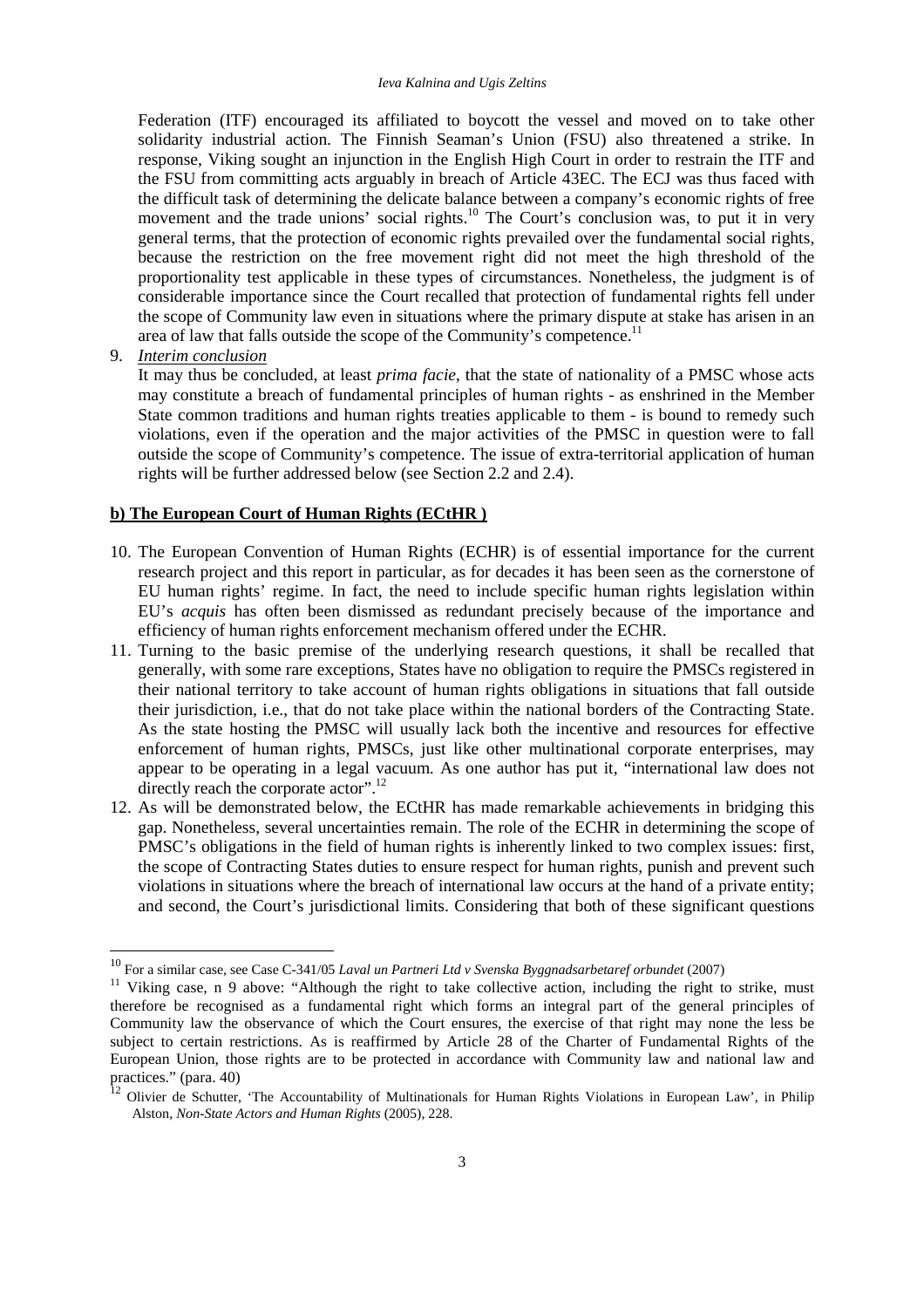Federation (ITF) encouraged its affiliated to boycott the vessel and moved on to take other solidarity industrial action. The Finnish Seaman's Union (FSU) also threatened a strike. In response, Viking sought an injunction in the English High Court in order to restrain the ITF and the FSU from committing acts arguably in breach of Article 43EC. The ECJ was thus faced with the difficult task of determining the delicate balance between a company's economic rights of free movement and the trade unions' social rights.[10] The Court's conclusion was, to put it in very general terms, that the protection of economic rights prevailed over the fundamental social rights, because the restriction on the free movement right did not meet the high threshold of the proportionality test applicable in these types of circumstances. Nonetheless, the judgment is of considerable importance since the Court recalled that protection of fundamental rights fell under the scope of Community law even in situations where the primary dispute at stake has arisen in an area of law that falls outside the scope of the Community's competence.[11]

9. <u>*Interim conclusion*</u>
   It may thus be concluded, at least *prima facie*, that the state of nationality of a PMSC whose acts may constitute a breach of fundamental principles of human rights - as enshrined in the Member State common traditions and human rights treaties applicable to them - is bound to remedy such violations, even if the operation and the major activities of the PMSC in question were to fall outside the scope of Community's competence. The issue of extra-territorial application of human rights will be further addressed below (see Section 2.2 and 2.4).

**<u>b) The European Court of Human Rights (ECtHR )</u>**

10. The European Convention of Human Rights (ECHR) is of essential importance for the current research project and this report in particular, as for decades it has been seen as the cornerstone of EU human rights' regime. In fact, the need to include specific human rights legislation within EU's *acquis* has often been dismissed as redundant precisely because of the importance and efficiency of human rights enforcement mechanism offered under the ECHR.
11. Turning to the basic premise of the underlying research questions, it shall be recalled that generally, with some rare exceptions, States have no obligation to require the PMSCs registered in their national territory to take account of human rights obligations in situations that fall outside their jurisdiction, i.e., that do not take place within the national borders of the Contracting State. As the state hosting the PMSC will usually lack both the incentive and resources for effective enforcement of human rights, PMSCs, just like other multinational corporate enterprises, may appear to be operating in a legal vacuum. As one author has put it, "international law does not directly reach the corporate actor".[12]
12. As will be demonstrated below, the ECtHR has made remarkable achievements in bridging this gap. Nonetheless, several uncertainties remain. The role of the ECHR in determining the scope of PMSC's obligations in the field of human rights is inherently linked to two complex issues: first, the scope of Contracting States duties to ensure respect for human rights, punish and prevent such violations in situations where the breach of international law occurs at the hand of a private entity; and second, the Court's jurisdictional limits. Considering that both of these significant questions

---

[10] For a similar case, see Case C-341/05 *Laval un Partneri Ltd v Svenska Byggnadsarbetaref orbundet* (2007)

[11] Viking case, n 9 above: "Although the right to take collective action, including the right to strike, must therefore be recognised as a fundamental right which forms an integral part of the general principles of Community law the observance of which the Court ensures, the exercise of that right may none the less be subject to certain restrictions. As is reaffirmed by Article 28 of the Charter of Fundamental Rights of the European Union, those rights are to be protected in accordance with Community law and national law and practices." (para. 40)

[12] Olivier de Schutter, 'The Accountability of Multinationals for Human Rights Violations in European Law', in Philip Alston, *Non-State Actors and Human Rights* (2005), 228.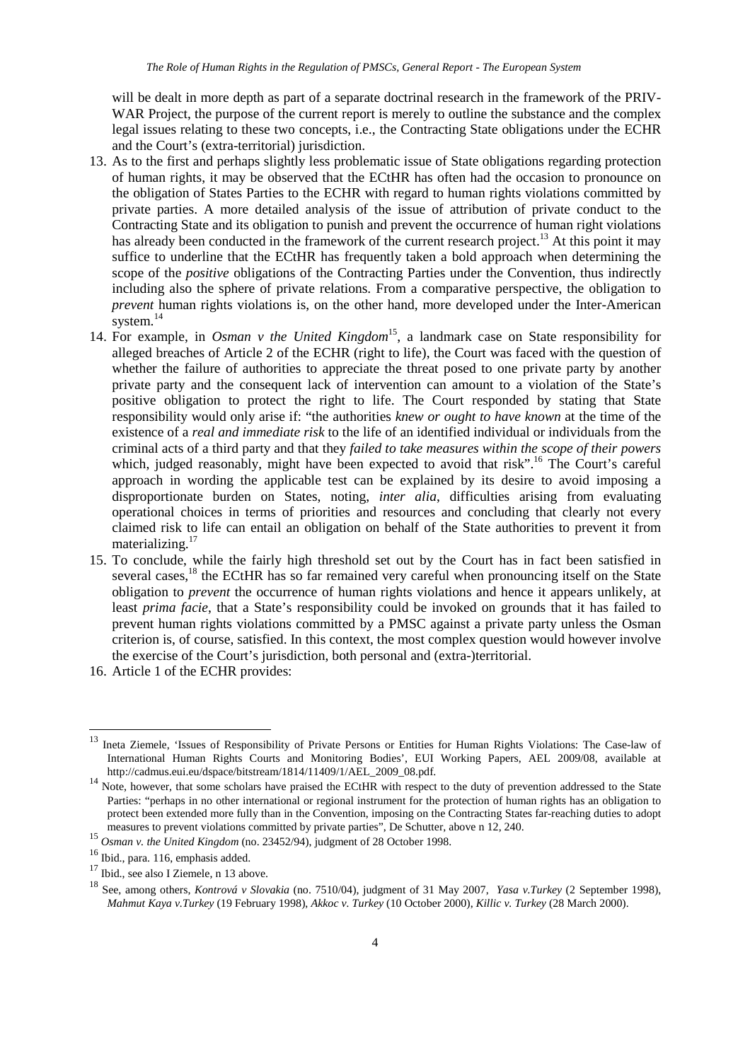will be dealt in more depth as part of a separate doctrinal research in the framework of the PRIV-WAR Project, the purpose of the current report is merely to outline the substance and the complex legal issues relating to these two concepts, i.e., the Contracting State obligations under the ECHR and the Court's (extra-territorial) jurisdiction.

13. As to the first and perhaps slightly less problematic issue of State obligations regarding protection of human rights, it may be observed that the ECtHR has often had the occasion to pronounce on the obligation of States Parties to the ECHR with regard to human rights violations committed by private parties. A more detailed analysis of the issue of attribution of private conduct to the Contracting State and its obligation to punish and prevent the occurrence of human right violations has already been conducted in the framework of the current research project.[13] At this point it may suffice to underline that the ECtHR has frequently taken a bold approach when determining the scope of the *positive* obligations of the Contracting Parties under the Convention, thus indirectly including also the sphere of private relations. From a comparative perspective, the obligation to *prevent* human rights violations is, on the other hand, more developed under the Inter-American system.[14]

14. For example, in *Osman v the United Kingdom*[15], a landmark case on State responsibility for alleged breaches of Article 2 of the ECHR (right to life), the Court was faced with the question of whether the failure of authorities to appreciate the threat posed to one private party by another private party and the consequent lack of intervention can amount to a violation of the State's positive obligation to protect the right to life. The Court responded by stating that State responsibility would only arise if: "the authorities *knew or ought to have known* at the time of the existence of a *real and immediate risk* to the life of an identified individual or individuals from the criminal acts of a third party and that they *failed to take measures within the scope of their powers* which, judged reasonably, might have been expected to avoid that risk".[16] The Court's careful approach in wording the applicable test can be explained by its desire to avoid imposing a disproportionate burden on States, noting, *inter alia*, difficulties arising from evaluating operational choices in terms of priorities and resources and concluding that clearly not every claimed risk to life can entail an obligation on behalf of the State authorities to prevent it from materializing.[17]

15. To conclude, while the fairly high threshold set out by the Court has in fact been satisfied in several cases,[18] the ECtHR has so far remained very careful when pronouncing itself on the State obligation to *prevent* the occurrence of human rights violations and hence it appears unlikely, at least *prima facie*, that a State's responsibility could be invoked on grounds that it has failed to prevent human rights violations committed by a PMSC against a private party unless the Osman criterion is, of course, satisfied. In this context, the most complex question would however involve the exercise of the Court's jurisdiction, both personal and (extra-)territorial.

16. Article 1 of the ECHR provides:

---

[13] Ineta Ziemele, 'Issues of Responsibility of Private Persons or Entities for Human Rights Violations: The Case-law of International Human Rights Courts and Monitoring Bodies', EUI Working Papers, AEL 2009/08, available at http://cadmus.eui.eu/dspace/bitstream/1814/11409/1/AEL_2009_08.pdf.

[14] Note, however, that some scholars have praised the ECtHR with respect to the duty of prevention addressed to the State Parties: "perhaps in no other international or regional instrument for the protection of human rights has an obligation to protect been extended more fully than in the Convention, imposing on the Contracting States far-reaching duties to adopt measures to prevent violations committed by private parties", De Schutter, above n 12, 240.

[15] *Osman v. the United Kingdom* (no. 23452/94), judgment of 28 October 1998.

[16] Ibid., para. 116, emphasis added.

[17] Ibid., see also I Ziemele, n 13 above.

[18] See, among others, *Kontrová v Slovakia* (no. 7510/04), judgment of 31 May 2007, *Yasa v.Turkey* (2 September 1998), *Mahmut Kaya v.Turkey* (19 February 1998), *Akkoc v. Turkey* (10 October 2000), *Killic v. Turkey* (28 March 2000).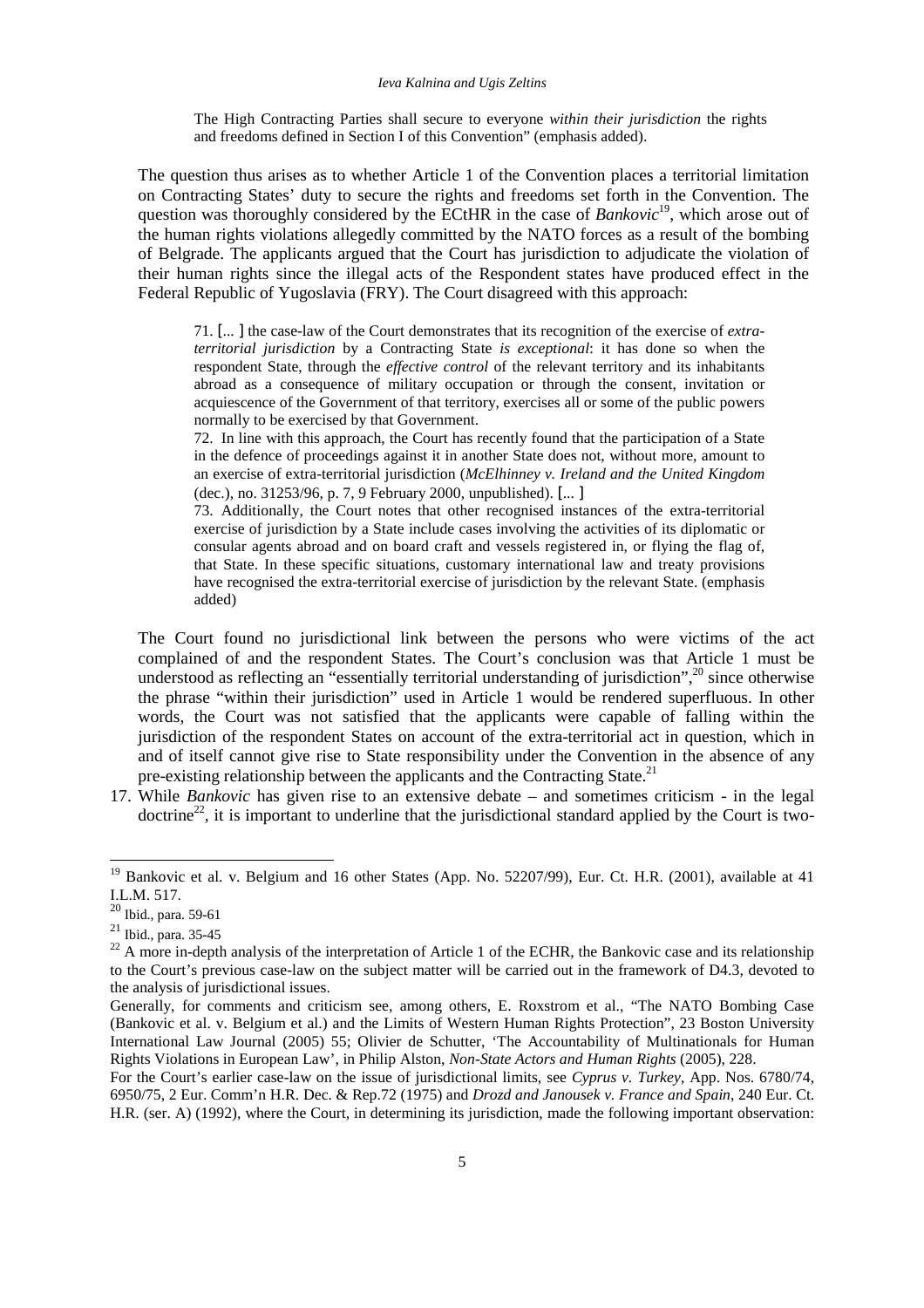> The High Contracting Parties shall secure to everyone *within their jurisdiction* the rights and freedoms defined in Section I of this Convention" (emphasis added).

The question thus arises as to whether Article 1 of the Convention places a territorial limitation on Contracting States' duty to secure the rights and freedoms set forth in the Convention. The question was thoroughly considered by the ECtHR in the case of *Bankovic*[19], which arose out of the human rights violations allegedly committed by the NATO forces as a result of the bombing of Belgrade. The applicants argued that the Court has jurisdiction to adjudicate the violation of their human rights since the illegal acts of the Respondent states have produced effect in the Federal Republic of Yugoslavia (FRY). The Court disagreed with this approach:

> 71. [... ] the case-law of the Court demonstrates that its recognition of the exercise of *extra-territorial jurisdiction* by a Contracting State *is exceptional*: it has done so when the respondent State, through the *effective control* of the relevant territory and its inhabitants abroad as a consequence of military occupation or through the consent, invitation or acquiescence of the Government of that territory, exercises all or some of the public powers normally to be exercised by that Government.
>
> 72. In line with this approach, the Court has recently found that the participation of a State in the defence of proceedings against it in another State does not, without more, amount to an exercise of extra-territorial jurisdiction (*McElhinney v. Ireland and the United Kingdom* (dec.), no. 31253/96, p. 7, 9 February 2000, unpublished). [... ]
>
> 73. Additionally, the Court notes that other recognised instances of the extra-territorial exercise of jurisdiction by a State include cases involving the activities of its diplomatic or consular agents abroad and on board craft and vessels registered in, or flying the flag of, that State. In these specific situations, customary international law and treaty provisions have recognised the extra-territorial exercise of jurisdiction by the relevant State. (emphasis added)

The Court found no jurisdictional link between the persons who were victims of the act complained of and the respondent States. The Court's conclusion was that Article 1 must be understood as reflecting an "essentially territorial understanding of jurisdiction",[20] since otherwise the phrase "within their jurisdiction" used in Article 1 would be rendered superfluous. In other words, the Court was not satisfied that the applicants were capable of falling within the jurisdiction of the respondent States on account of the extra-territorial act in question, which in and of itself cannot give rise to State responsibility under the Convention in the absence of any pre-existing relationship between the applicants and the Contracting State.[21]

17. While *Bankovic* has given rise to an extensive debate – and sometimes criticism - in the legal doctrine[22], it is important to underline that the jurisdictional standard applied by the Court is two-

---

[19] Bankovic et al. v. Belgium and 16 other States (App. No. 52207/99), Eur. Ct. H.R. (2001), available at 41 I.L.M. 517.

[20] Ibid., para. 59-61

[21] Ibid., para. 35-45

[22] A more in-depth analysis of the interpretation of Article 1 of the ECHR, the Bankovic case and its relationship to the Court's previous case-law on the subject matter will be carried out in the framework of D4.3, devoted to the analysis of jurisdictional issues.

Generally, for comments and criticism see, among others, E. Roxstrom et al., "The NATO Bombing Case (Bankovic et al. v. Belgium et al.) and the Limits of Western Human Rights Protection", 23 Boston University International Law Journal (2005) 55; Olivier de Schutter, 'The Accountability of Multinationals for Human Rights Violations in European Law', in Philip Alston, *Non-State Actors and Human Rights* (2005), 228.

For the Court's earlier case-law on the issue of jurisdictional limits, see *Cyprus v. Turkey*, App. Nos. 6780/74, 6950/75, 2 Eur. Comm'n H.R. Dec. & Rep.72 (1975) and *Drozd and Janousek v. France and Spain*, 240 Eur. Ct. H.R. (ser. A) (1992), where the Court, in determining its jurisdiction, made the following important observation: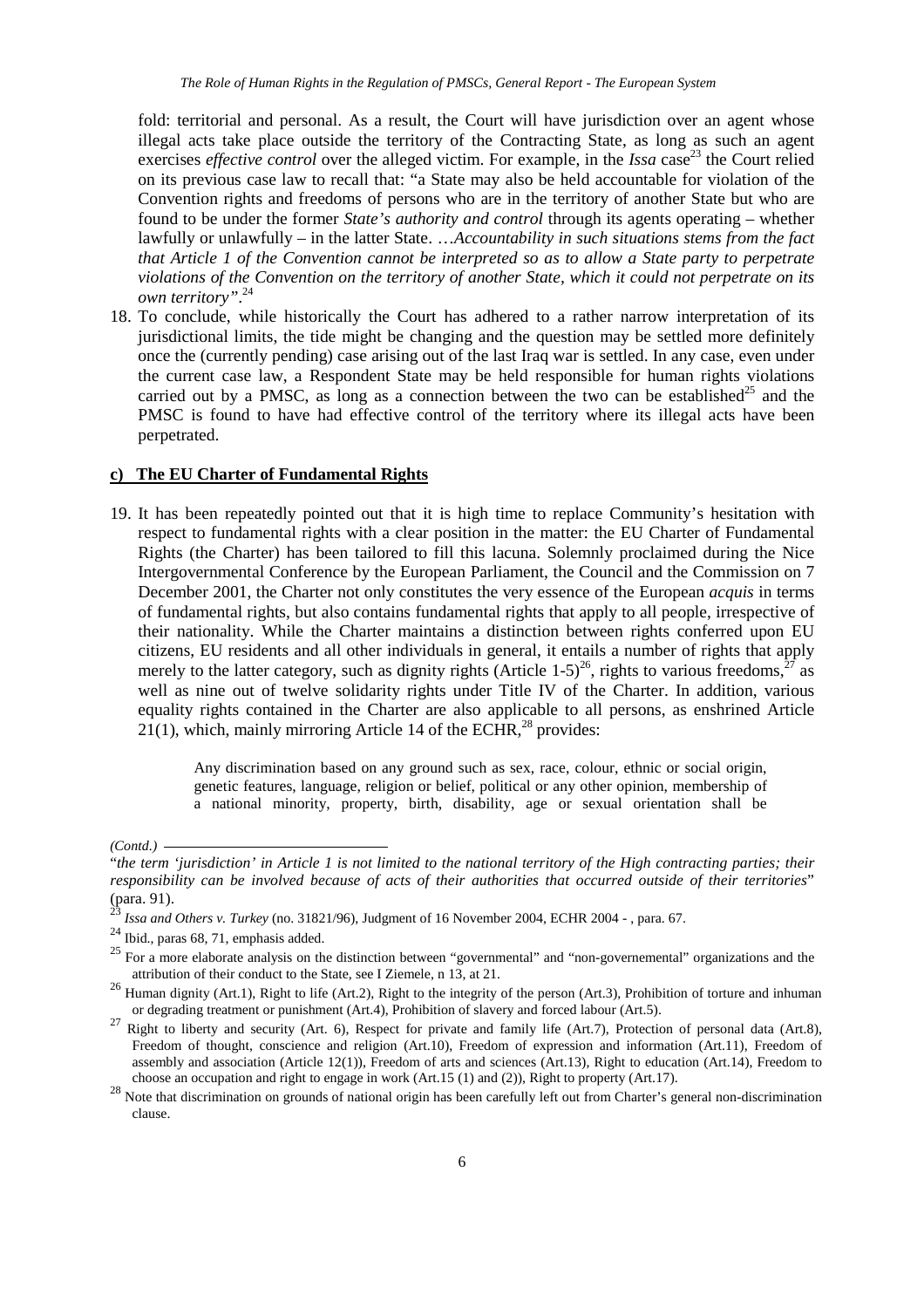fold: territorial and personal. As a result, the Court will have jurisdiction over an agent whose illegal acts take place outside the territory of the Contracting State, as long as such an agent exercises *effective control* over the alleged victim. For example, in the *Issa* case[23] the Court relied on its previous case law to recall that: "a State may also be held accountable for violation of the Convention rights and freedoms of persons who are in the territory of another State but who are found to be under the former *State's authority and control* through its agents operating – whether lawfully or unlawfully – in the latter State. …*Accountability in such situations stems from the fact that Article 1 of the Convention cannot be interpreted so as to allow a State party to perpetrate violations of the Convention on the territory of another State, which it could not perpetrate on its own territory"*.[24]

18. To conclude, while historically the Court has adhered to a rather narrow interpretation of its jurisdictional limits, the tide might be changing and the question may be settled more definitely once the (currently pending) case arising out of the last Iraq war is settled. In any case, even under the current case law, a Respondent State may be held responsible for human rights violations carried out by a PMSC, as long as a connection between the two can be established[25] and the PMSC is found to have had effective control of the territory where its illegal acts have been perpetrated.

**c) The EU Charter of Fundamental Rights**

19. It has been repeatedly pointed out that it is high time to replace Community's hesitation with respect to fundamental rights with a clear position in the matter: the EU Charter of Fundamental Rights (the Charter) has been tailored to fill this lacuna. Solemnly proclaimed during the Nice Intergovernmental Conference by the European Parliament, the Council and the Commission on 7 December 2001, the Charter not only constitutes the very essence of the European *acquis* in terms of fundamental rights, but also contains fundamental rights that apply to all people, irrespective of their nationality. While the Charter maintains a distinction between rights conferred upon EU citizens, EU residents and all other individuals in general, it entails a number of rights that apply merely to the latter category, such as dignity rights (Article 1-5)[26], rights to various freedoms,[27] as well as nine out of twelve solidarity rights under Title IV of the Charter. In addition, various equality rights contained in the Charter are also applicable to all persons, as enshrined Article 21(1), which, mainly mirroring Article 14 of the ECHR,[28] provides:

> Any discrimination based on any ground such as sex, race, colour, ethnic or social origin, genetic features, language, religion or belief, political or any other opinion, membership of a national minority, property, birth, disability, age or sexual orientation shall be

---

*(Contd.)*

"*the term 'jurisdiction' in Article 1 is not limited to the national territory of the High contracting parties; their responsibility can be involved because of acts of their authorities that occurred outside of their territories*" (para. 91).

[23] *Issa and Others v. Turkey* (no. 31821/96), Judgment of 16 November 2004, ECHR 2004 - , para. 67.

[24] Ibid., paras 68, 71, emphasis added.

[25] For a more elaborate analysis on the distinction between "governmental" and "non-governemental" organizations and the attribution of their conduct to the State, see I Ziemele, n 13, at 21.

[26] Human dignity (Art.1), Right to life (Art.2), Right to the integrity of the person (Art.3), Prohibition of torture and inhuman or degrading treatment or punishment (Art.4), Prohibition of slavery and forced labour (Art.5).

[27] Right to liberty and security (Art. 6), Respect for private and family life (Art.7), Protection of personal data (Art.8), Freedom of thought, conscience and religion (Art.10), Freedom of expression and information (Art.11), Freedom of assembly and association (Article 12(1)), Freedom of arts and sciences (Art.13), Right to education (Art.14), Freedom to choose an occupation and right to engage in work (Art.15 (1) and (2)), Right to property (Art.17).

[28] Note that discrimination on grounds of national origin has been carefully left out from Charter's general non-discrimination clause.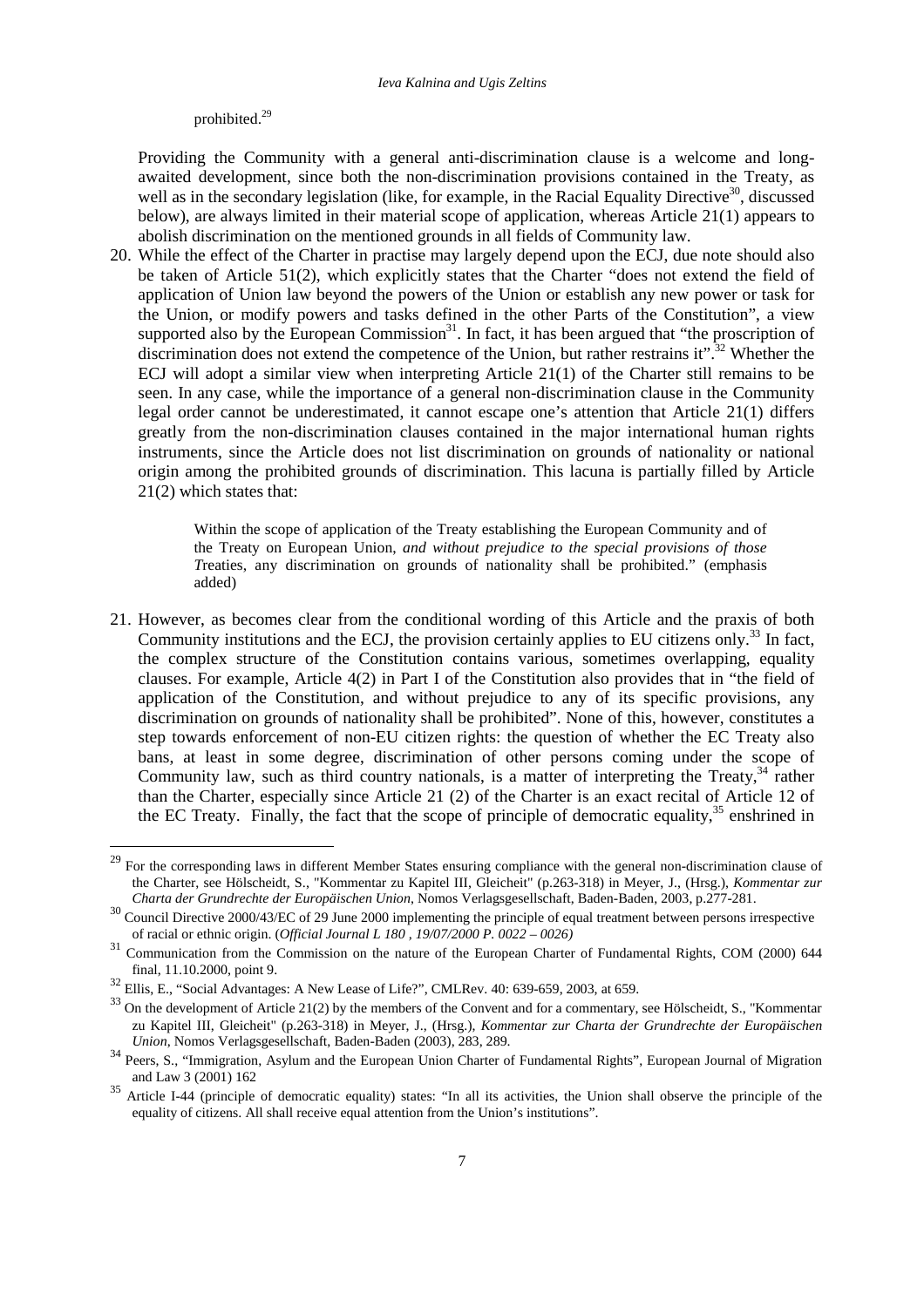prohibited.[29]

Providing the Community with a general anti-discrimination clause is a welcome and long-awaited development, since both the non-discrimination provisions contained in the Treaty, as well as in the secondary legislation (like, for example, in the Racial Equality Directive[30], discussed below), are always limited in their material scope of application, whereas Article 21(1) appears to abolish discrimination on the mentioned grounds in all fields of Community law.

20. While the effect of the Charter in practise may largely depend upon the ECJ, due note should also be taken of Article 51(2), which explicitly states that the Charter "does not extend the field of application of Union law beyond the powers of the Union or establish any new power or task for the Union, or modify powers and tasks defined in the other Parts of the Constitution", a view supported also by the European Commission[31]. In fact, it has been argued that "the proscription of discrimination does not extend the competence of the Union, but rather restrains it".[32] Whether the ECJ will adopt a similar view when interpreting Article 21(1) of the Charter still remains to be seen. In any case, while the importance of a general non-discrimination clause in the Community legal order cannot be underestimated, it cannot escape one's attention that Article 21(1) differs greatly from the non-discrimination clauses contained in the major international human rights instruments, since the Article does not list discrimination on grounds of nationality or national origin among the prohibited grounds of discrimination. This lacuna is partially filled by Article 21(2) which states that:

> Within the scope of application of the Treaty establishing the European Community and of the Treaty on European Union, *and without prejudice to the special provisions of those T*reaties, any discrimination on grounds of nationality shall be prohibited." (emphasis added)

21. However, as becomes clear from the conditional wording of this Article and the praxis of both Community institutions and the ECJ, the provision certainly applies to EU citizens only.[33] In fact, the complex structure of the Constitution contains various, sometimes overlapping, equality clauses. For example, Article 4(2) in Part I of the Constitution also provides that in "the field of application of the Constitution, and without prejudice to any of its specific provisions, any discrimination on grounds of nationality shall be prohibited". None of this, however, constitutes a step towards enforcement of non-EU citizen rights: the question of whether the EC Treaty also bans, at least in some degree, discrimination of other persons coming under the scope of Community law, such as third country nationals, is a matter of interpreting the Treaty,[34] rather than the Charter, especially since Article 21 (2) of the Charter is an exact recital of Article 12 of the EC Treaty. Finally, the fact that the scope of principle of democratic equality,[35] enshrined in

---

[29] For the corresponding laws in different Member States ensuring compliance with the general non-discrimination clause of the Charter, see Hölscheidt, S., "Kommentar zu Kapitel III, Gleicheit" (p.263-318) in Meyer, J., (Hrsg.), *Kommentar zur Charta der Grundrechte der Europäischen Union*, Nomos Verlagsgesellschaft, Baden-Baden, 2003, p.277-281.

[30] Council Directive 2000/43/EC of 29 June 2000 implementing the principle of equal treatment between persons irrespective of racial or ethnic origin. (*Official Journal L 180 , 19/07/2000 P. 0022 – 0026)*

[31] Communication from the Commission on the nature of the European Charter of Fundamental Rights, COM (2000) 644 final, 11.10.2000, point 9.

[32] Ellis, E., "Social Advantages: A New Lease of Life?", CMLRev. 40: 639-659, 2003, at 659.

[33] On the development of Article 21(2) by the members of the Convent and for a commentary, see Hölscheidt, S., "Kommentar zu Kapitel III, Gleicheit" (p.263-318) in Meyer, J., (Hrsg.), *Kommentar zur Charta der Grundrechte der Europäischen Union*, Nomos Verlagsgesellschaft, Baden-Baden (2003), 283, 289.

[34] Peers, S., "Immigration, Asylum and the European Union Charter of Fundamental Rights", European Journal of Migration and Law 3 (2001) 162

[35] Article I-44 (principle of democratic equality) states: "In all its activities, the Union shall observe the principle of the equality of citizens. All shall receive equal attention from the Union's institutions".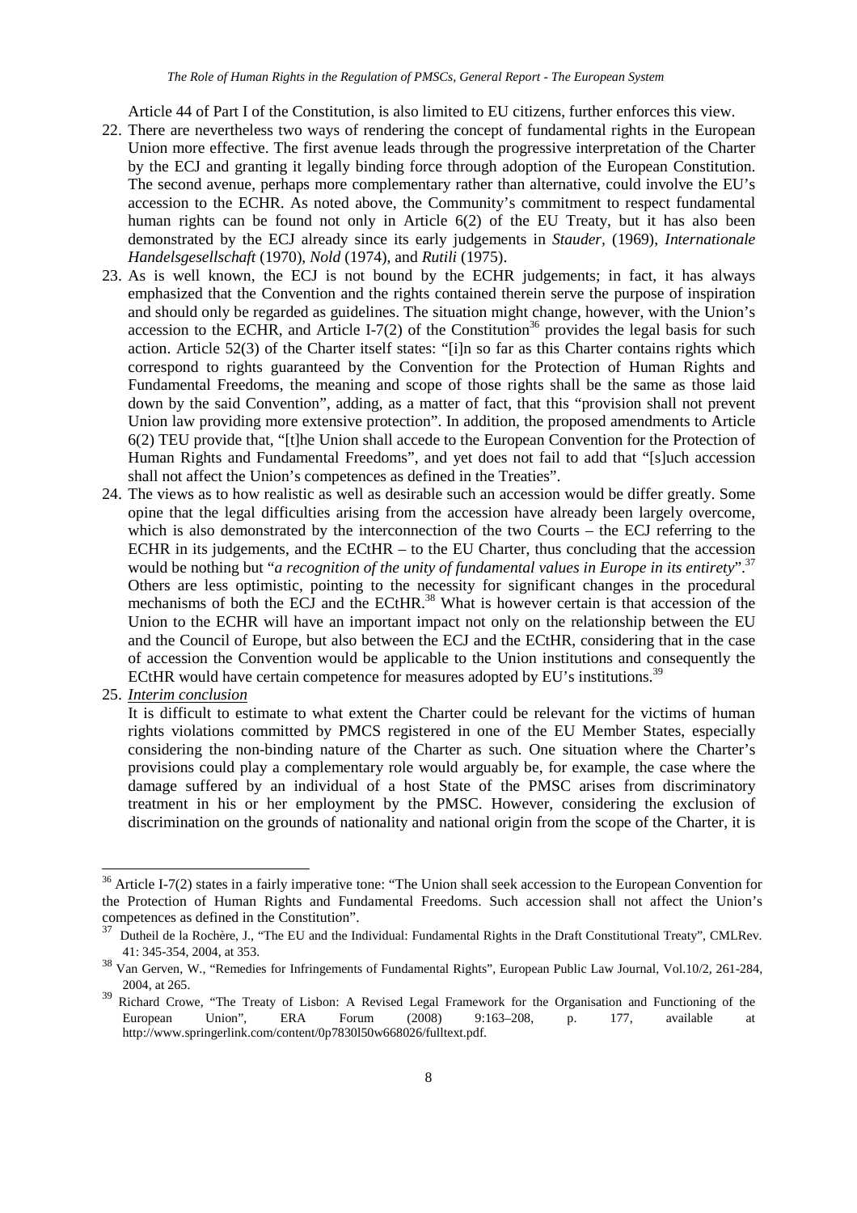Article 44 of Part I of the Constitution, is also limited to EU citizens, further enforces this view.

22. There are nevertheless two ways of rendering the concept of fundamental rights in the European Union more effective. The first avenue leads through the progressive interpretation of the Charter by the ECJ and granting it legally binding force through adoption of the European Constitution. The second avenue, perhaps more complementary rather than alternative, could involve the EU's accession to the ECHR. As noted above, the Community's commitment to respect fundamental human rights can be found not only in Article 6(2) of the EU Treaty, but it has also been demonstrated by the ECJ already since its early judgements in *Stauder*, (1969), *Internationale Handelsgesellschaft* (1970), *Nold* (1974), and *Rutili* (1975).

23. As is well known, the ECJ is not bound by the ECHR judgements; in fact, it has always emphasized that the Convention and the rights contained therein serve the purpose of inspiration and should only be regarded as guidelines. The situation might change, however, with the Union's accession to the ECHR, and Article I-7(2) of the Constitution[36] provides the legal basis for such action. Article 52(3) of the Charter itself states: "[i]n so far as this Charter contains rights which correspond to rights guaranteed by the Convention for the Protection of Human Rights and Fundamental Freedoms, the meaning and scope of those rights shall be the same as those laid down by the said Convention", adding, as a matter of fact, that this "provision shall not prevent Union law providing more extensive protection". In addition, the proposed amendments to Article 6(2) TEU provide that, "[t]he Union shall accede to the European Convention for the Protection of Human Rights and Fundamental Freedoms", and yet does not fail to add that "[s]uch accession shall not affect the Union's competences as defined in the Treaties".

24. The views as to how realistic as well as desirable such an accession would be differ greatly. Some opine that the legal difficulties arising from the accession have already been largely overcome, which is also demonstrated by the interconnection of the two Courts – the ECJ referring to the ECHR in its judgements, and the ECtHR – to the EU Charter, thus concluding that the accession would be nothing but "*a recognition of the unity of fundamental values in Europe in its entirety*".[37] Others are less optimistic, pointing to the necessity for significant changes in the procedural mechanisms of both the ECJ and the ECtHR.[38] What is however certain is that accession of the Union to the ECHR will have an important impact not only on the relationship between the EU and the Council of Europe, but also between the ECJ and the ECtHR, considering that in the case of accession the Convention would be applicable to the Union institutions and consequently the ECtHR would have certain competence for measures adopted by EU's institutions.[39]

25. *Interim conclusion*

It is difficult to estimate to what extent the Charter could be relevant for the victims of human rights violations committed by PMCS registered in one of the EU Member States, especially considering the non-binding nature of the Charter as such. One situation where the Charter's provisions could play a complementary role would arguably be, for example, the case where the damage suffered by an individual of a host State of the PMSC arises from discriminatory treatment in his or her employment by the PMSC. However, considering the exclusion of discrimination on the grounds of nationality and national origin from the scope of the Charter, it is

---

[36] Article I-7(2) states in a fairly imperative tone: "The Union shall seek accession to the European Convention for the Protection of Human Rights and Fundamental Freedoms. Such accession shall not affect the Union's competences as defined in the Constitution".

[37] Dutheil de la Rochère, J., "The EU and the Individual: Fundamental Rights in the Draft Constitutional Treaty", CMLRev. 41: 345-354, 2004, at 353.

[38] Van Gerven, W., "Remedies for Infringements of Fundamental Rights", European Public Law Journal, Vol.10/2, 261-284, 2004, at 265.

[39] Richard Crowe, "The Treaty of Lisbon: A Revised Legal Framework for the Organisation and Functioning of the European Union", ERA Forum (2008) 9:163–208, p. 177, available at http://www.springerlink.com/content/0p7830l50w668026/fulltext.pdf.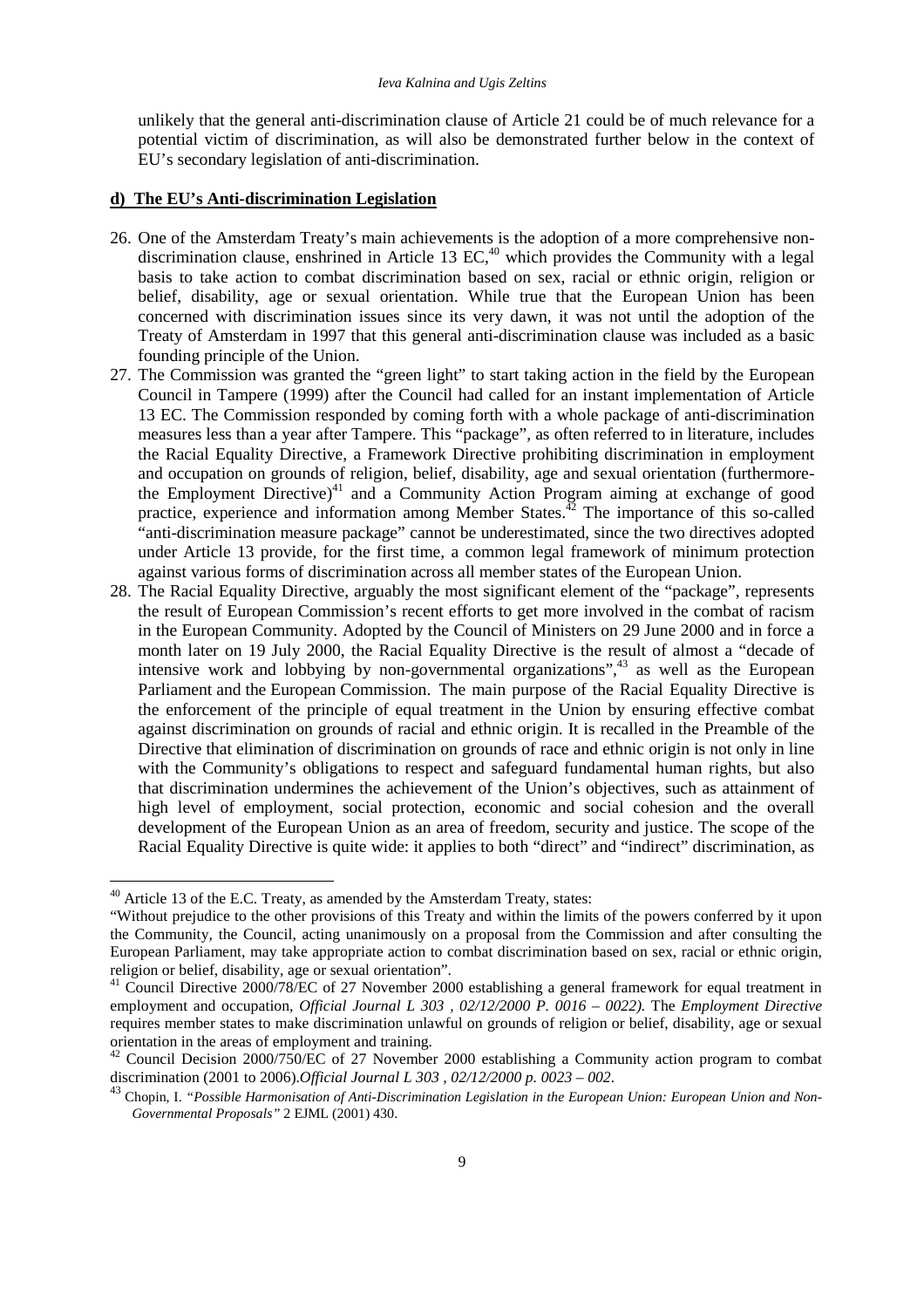unlikely that the general anti-discrimination clause of Article 21 could be of much relevance for a potential victim of discrimination, as will also be demonstrated further below in the context of EU's secondary legislation of anti-discrimination.

**d) The EU's Anti-discrimination Legislation**

26. One of the Amsterdam Treaty's main achievements is the adoption of a more comprehensive non-discrimination clause, enshrined in Article 13 EC,[40] which provides the Community with a legal basis to take action to combat discrimination based on sex, racial or ethnic origin, religion or belief, disability, age or sexual orientation. While true that the European Union has been concerned with discrimination issues since its very dawn, it was not until the adoption of the Treaty of Amsterdam in 1997 that this general anti-discrimination clause was included as a basic founding principle of the Union.
27. The Commission was granted the "green light" to start taking action in the field by the European Council in Tampere (1999) after the Council had called for an instant implementation of Article 13 EC. The Commission responded by coming forth with a whole package of anti-discrimination measures less than a year after Tampere. This "package", as often referred to in literature, includes the Racial Equality Directive, a Framework Directive prohibiting discrimination in employment and occupation on grounds of religion, belief, disability, age and sexual orientation (furthermore-the Employment Directive)[41] and a Community Action Program aiming at exchange of good practice, experience and information among Member States.[42] The importance of this so-called "anti-discrimination measure package" cannot be underestimated, since the two directives adopted under Article 13 provide, for the first time, a common legal framework of minimum protection against various forms of discrimination across all member states of the European Union.
28. The Racial Equality Directive, arguably the most significant element of the "package", represents the result of European Commission's recent efforts to get more involved in the combat of racism in the European Community. Adopted by the Council of Ministers on 29 June 2000 and in force a month later on 19 July 2000, the Racial Equality Directive is the result of almost a "decade of intensive work and lobbying by non-governmental organizations",[43] as well as the European Parliament and the European Commission. The main purpose of the Racial Equality Directive is the enforcement of the principle of equal treatment in the Union by ensuring effective combat against discrimination on grounds of racial and ethnic origin. It is recalled in the Preamble of the Directive that elimination of discrimination on grounds of race and ethnic origin is not only in line with the Community's obligations to respect and safeguard fundamental human rights, but also that discrimination undermines the achievement of the Union's objectives, such as attainment of high level of employment, social protection, economic and social cohesion and the overall development of the European Union as an area of freedom, security and justice. The scope of the Racial Equality Directive is quite wide: it applies to both "direct" and "indirect" discrimination, as

---

[40] Article 13 of the E.C. Treaty, as amended by the Amsterdam Treaty, states:
"Without prejudice to the other provisions of this Treaty and within the limits of the powers conferred by it upon the Community, the Council, acting unanimously on a proposal from the Commission and after consulting the European Parliament, may take appropriate action to combat discrimination based on sex, racial or ethnic origin, religion or belief, disability, age or sexual orientation".

[41] Council Directive 2000/78/EC of 27 November 2000 establishing a general framework for equal treatment in employment and occupation, *Official Journal L 303 , 02/12/2000 P. 0016 – 0022).* The *Employment Directive* requires member states to make discrimination unlawful on grounds of religion or belief, disability, age or sexual orientation in the areas of employment and training.

[42] Council Decision 2000/750/EC of 27 November 2000 establishing a Community action program to combat discrimination (2001 to 2006).*Official Journal L 303 , 02/12/2000 p. 0023 – 002*.

[43] Chopin, I. *"Possible Harmonisation of Anti-Discrimination Legislation in the European Union: European Union and Non-Governmental Proposals"* 2 EJML (2001) 430.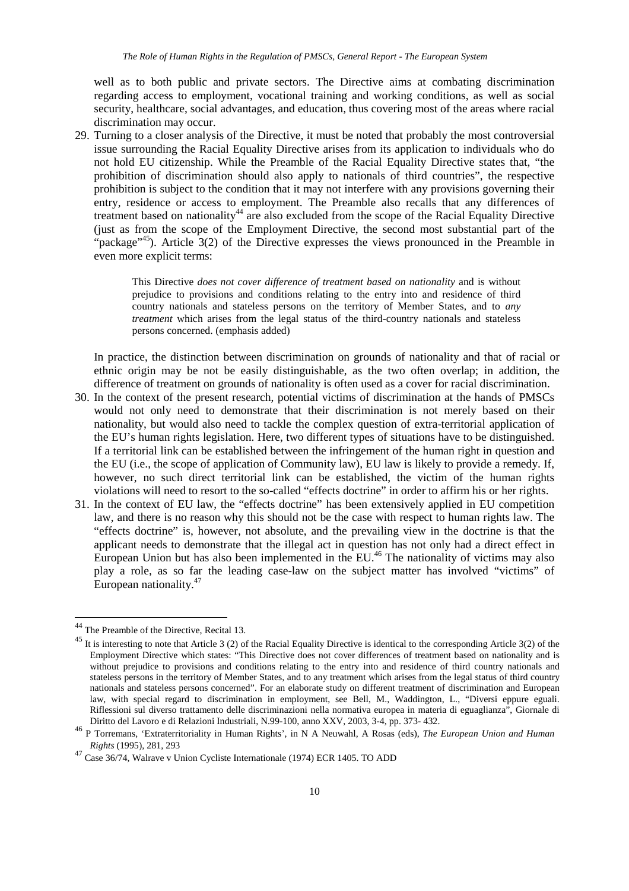well as to both public and private sectors. The Directive aims at combating discrimination regarding access to employment, vocational training and working conditions, as well as social security, healthcare, social advantages, and education, thus covering most of the areas where racial discrimination may occur.

29. Turning to a closer analysis of the Directive, it must be noted that probably the most controversial issue surrounding the Racial Equality Directive arises from its application to individuals who do not hold EU citizenship. While the Preamble of the Racial Equality Directive states that, "the prohibition of discrimination should also apply to nationals of third countries", the respective prohibition is subject to the condition that it may not interfere with any provisions governing their entry, residence or access to employment. The Preamble also recalls that any differences of treatment based on nationality[44] are also excluded from the scope of the Racial Equality Directive (just as from the scope of the Employment Directive, the second most substantial part of the "package"[45]). Article 3(2) of the Directive expresses the views pronounced in the Preamble in even more explicit terms:

> This Directive *does not cover difference of treatment based on nationality* and is without prejudice to provisions and conditions relating to the entry into and residence of third country nationals and stateless persons on the territory of Member States, and to *any treatment* which arises from the legal status of the third-country nationals and stateless persons concerned. (emphasis added)

In practice, the distinction between discrimination on grounds of nationality and that of racial or ethnic origin may be not be easily distinguishable, as the two often overlap; in addition, the difference of treatment on grounds of nationality is often used as a cover for racial discrimination.

30. In the context of the present research, potential victims of discrimination at the hands of PMSCs would not only need to demonstrate that their discrimination is not merely based on their nationality, but would also need to tackle the complex question of extra-territorial application of the EU's human rights legislation. Here, two different types of situations have to be distinguished. If a territorial link can be established between the infringement of the human right in question and the EU (i.e., the scope of application of Community law), EU law is likely to provide a remedy. If, however, no such direct territorial link can be established, the victim of the human rights violations will need to resort to the so-called "effects doctrine" in order to affirm his or her rights.

31. In the context of EU law, the "effects doctrine" has been extensively applied in EU competition law, and there is no reason why this should not be the case with respect to human rights law. The "effects doctrine" is, however, not absolute, and the prevailing view in the doctrine is that the applicant needs to demonstrate that the illegal act in question has not only had a direct effect in European Union but has also been implemented in the EU.[46] The nationality of victims may also play a role, as so far the leading case-law on the subject matter has involved "victims" of European nationality.[47]

---

[44] The Preamble of the Directive, Recital 13.

[45] It is interesting to note that Article 3 (2) of the Racial Equality Directive is identical to the corresponding Article 3(2) of the Employment Directive which states: "This Directive does not cover differences of treatment based on nationality and is without prejudice to provisions and conditions relating to the entry into and residence of third country nationals and stateless persons in the territory of Member States, and to any treatment which arises from the legal status of third country nationals and stateless persons concerned". For an elaborate study on different treatment of discrimination and European law, with special regard to discrimination in employment, see Bell, M., Waddington, L., "Diversi eppure eguali. Riflessioni sul diverso trattamento delle discriminazioni nella normativa europea in materia di eguaglianza", Giornale di Diritto del Lavoro e di Relazioni Industriali, N.99-100, anno XXV, 2003, 3-4, pp. 373- 432.

[46] P Torremans, 'Extraterritoriality in Human Rights', in N A Neuwahl, A Rosas (eds), *The European Union and Human Rights* (1995), 281, 293

[47] Case 36/74, Walrave v Union Cycliste Internationale (1974) ECR 1405. TO ADD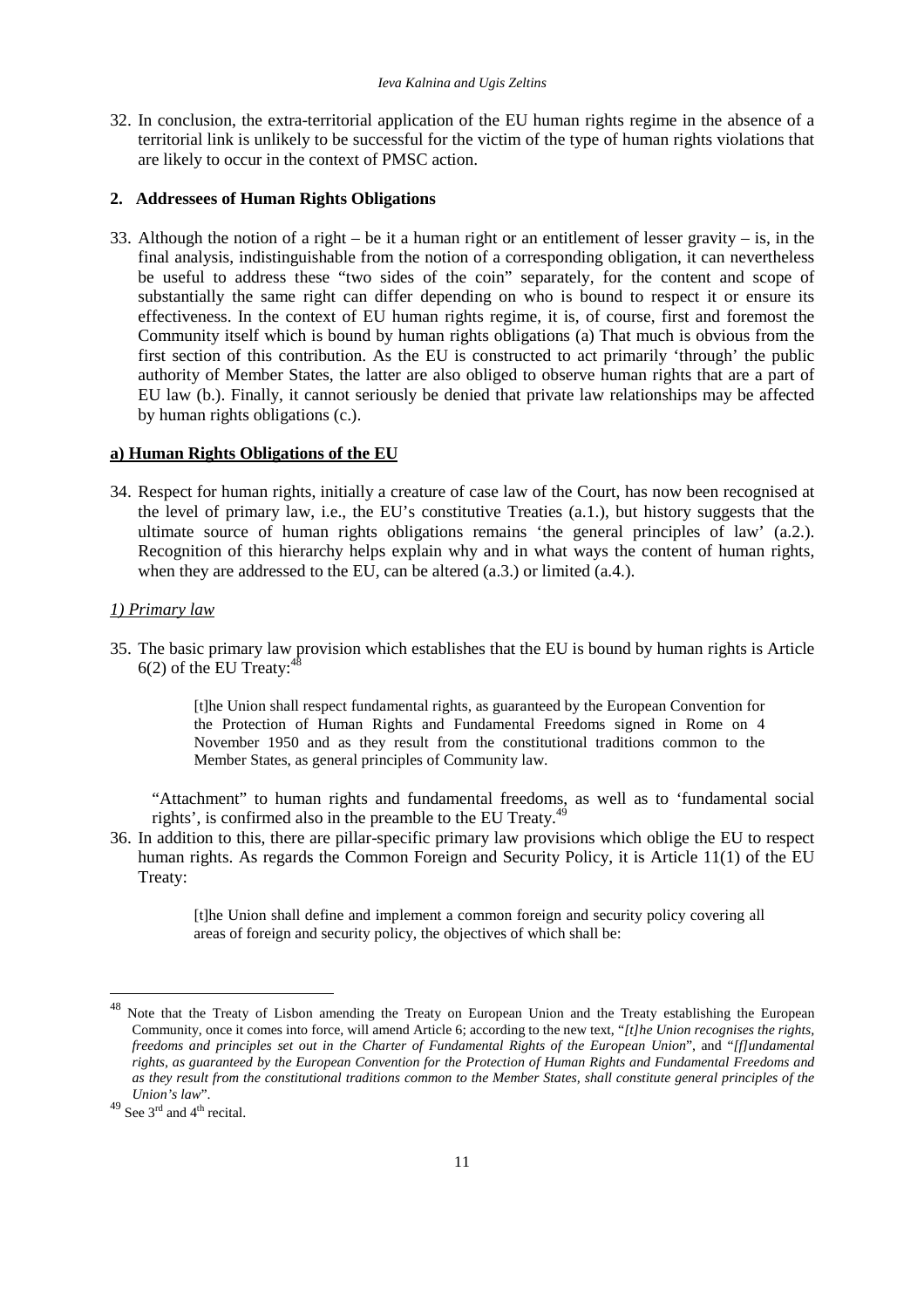32. In conclusion, the extra-territorial application of the EU human rights regime in the absence of a territorial link is unlikely to be successful for the victim of the type of human rights violations that are likely to occur in the context of PMSC action.

## 2. Addressees of Human Rights Obligations

33. Although the notion of a right – be it a human right or an entitlement of lesser gravity – is, in the final analysis, indistinguishable from the notion of a corresponding obligation, it can nevertheless be useful to address these "two sides of the coin" separately, for the content and scope of substantially the same right can differ depending on who is bound to respect it or ensure its effectiveness. In the context of EU human rights regime, it is, of course, first and foremost the Community itself which is bound by human rights obligations (a) That much is obvious from the first section of this contribution. As the EU is constructed to act primarily 'through' the public authority of Member States, the latter are also obliged to observe human rights that are a part of EU law (b.). Finally, it cannot seriously be denied that private law relationships may be affected by human rights obligations (c.).

### a) Human Rights Obligations of the EU

34. Respect for human rights, initially a creature of case law of the Court, has now been recognised at the level of primary law, i.e., the EU's constitutive Treaties (a.1.), but history suggests that the ultimate source of human rights obligations remains 'the general principles of law' (a.2.). Recognition of this hierarchy helps explain why and in what ways the content of human rights, when they are addressed to the EU, can be altered (a.3.) or limited (a.4.).

#### *1) Primary law*

35. The basic primary law provision which establishes that the EU is bound by human rights is Article 6(2) of the EU Treaty:[48]

> [t]he Union shall respect fundamental rights, as guaranteed by the European Convention for the Protection of Human Rights and Fundamental Freedoms signed in Rome on 4 November 1950 and as they result from the constitutional traditions common to the Member States, as general principles of Community law.

"Attachment" to human rights and fundamental freedoms, as well as to 'fundamental social rights', is confirmed also in the preamble to the EU Treaty.[49]

36. In addition to this, there are pillar-specific primary law provisions which oblige the EU to respect human rights. As regards the Common Foreign and Security Policy, it is Article 11(1) of the EU Treaty:

> [t]he Union shall define and implement a common foreign and security policy covering all areas of foreign and security policy, the objectives of which shall be:

---

[48] Note that the Treaty of Lisbon amending the Treaty on European Union and the Treaty establishing the European Community, once it comes into force, will amend Article 6; according to the new text, "*[t]he Union recognises the rights, freedoms and principles set out in the Charter of Fundamental Rights of the European Union*", and "*[f]undamental rights, as guaranteed by the European Convention for the Protection of Human Rights and Fundamental Freedoms and as they result from the constitutional traditions common to the Member States, shall constitute general principles of the Union's law*".

[49] See 3rd and 4th recital.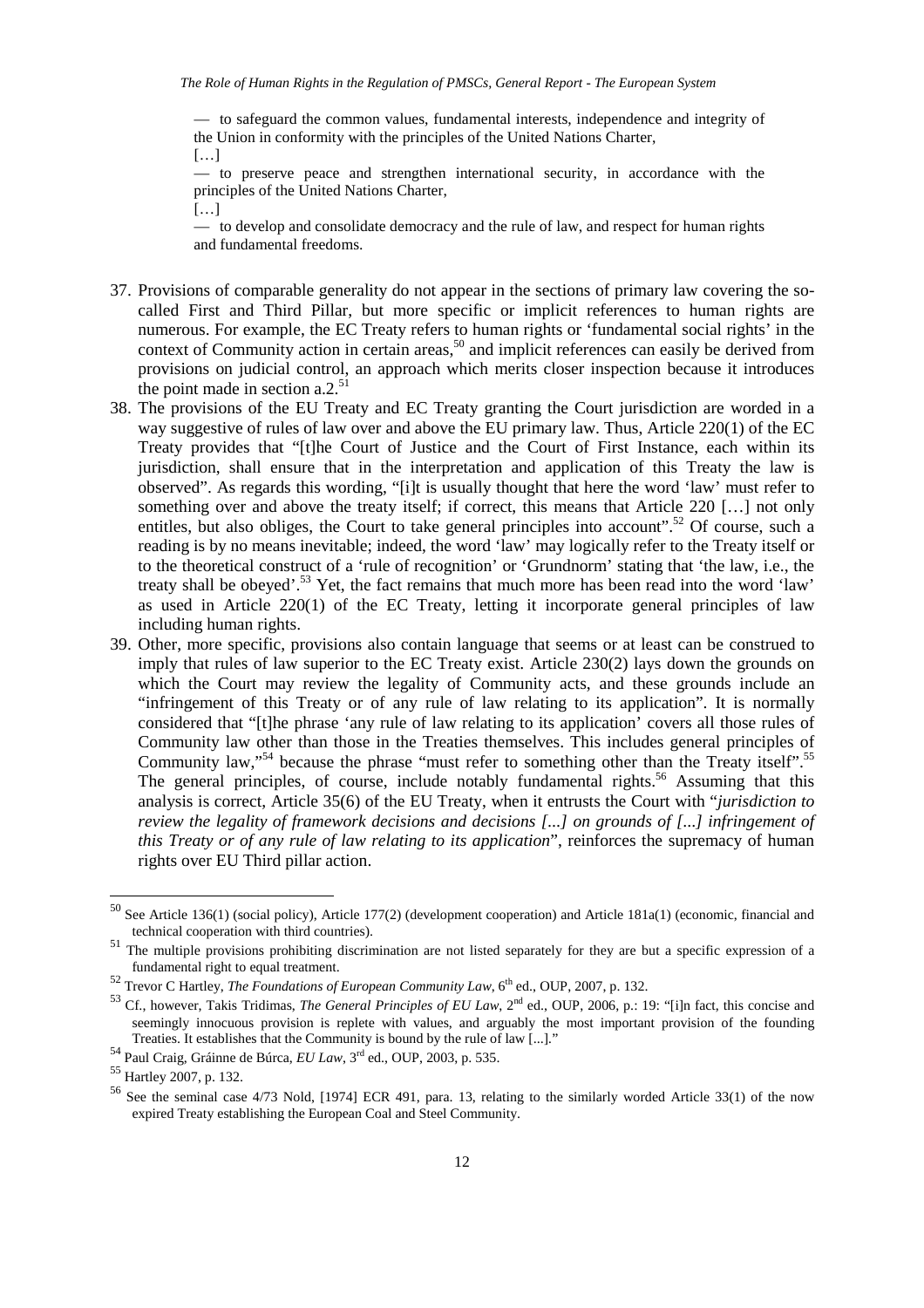— to safeguard the common values, fundamental interests, independence and integrity of the Union in conformity with the principles of the United Nations Charter,

[…]

— to preserve peace and strengthen international security, in accordance with the principles of the United Nations Charter,

[…]

— to develop and consolidate democracy and the rule of law, and respect for human rights and fundamental freedoms.

37. Provisions of comparable generality do not appear in the sections of primary law covering the so-called First and Third Pillar, but more specific or implicit references to human rights are numerous. For example, the EC Treaty refers to human rights or 'fundamental social rights' in the context of Community action in certain areas,[50] and implicit references can easily be derived from provisions on judicial control, an approach which merits closer inspection because it introduces the point made in section a.2.[51]

38. The provisions of the EU Treaty and EC Treaty granting the Court jurisdiction are worded in a way suggestive of rules of law over and above the EU primary law. Thus, Article 220(1) of the EC Treaty provides that "[t]he Court of Justice and the Court of First Instance, each within its jurisdiction, shall ensure that in the interpretation and application of this Treaty the law is observed". As regards this wording, "[i]t is usually thought that here the word 'law' must refer to something over and above the treaty itself; if correct, this means that Article 220 […] not only entitles, but also obliges, the Court to take general principles into account".[52] Of course, such a reading is by no means inevitable; indeed, the word 'law' may logically refer to the Treaty itself or to the theoretical construct of a 'rule of recognition' or 'Grundnorm' stating that 'the law, i.e., the treaty shall be obeyed'.[53] Yet, the fact remains that much more has been read into the word 'law' as used in Article 220(1) of the EC Treaty, letting it incorporate general principles of law including human rights.

39. Other, more specific, provisions also contain language that seems or at least can be construed to imply that rules of law superior to the EC Treaty exist. Article 230(2) lays down the grounds on which the Court may review the legality of Community acts, and these grounds include an "infringement of this Treaty or of any rule of law relating to its application". It is normally considered that "[t]he phrase 'any rule of law relating to its application' covers all those rules of Community law other than those in the Treaties themselves. This includes general principles of Community law,"[54] because the phrase "must refer to something other than the Treaty itself".[55] The general principles, of course, include notably fundamental rights.[56] Assuming that this analysis is correct, Article 35(6) of the EU Treaty, when it entrusts the Court with "*jurisdiction to review the legality of framework decisions and decisions [...] on grounds of [...] infringement of this Treaty or of any rule of law relating to its application*", reinforces the supremacy of human rights over EU Third pillar action.

---

[50] See Article 136(1) (social policy), Article 177(2) (development cooperation) and Article 181a(1) (economic, financial and technical cooperation with third countries).

[51] The multiple provisions prohibiting discrimination are not listed separately for they are but a specific expression of a fundamental right to equal treatment.

[52] Trevor C Hartley, *The Foundations of European Community Law*, 6th ed., OUP, 2007, p. 132.

[53] Cf., however, Takis Tridimas, *The General Principles of EU Law*, 2nd ed., OUP, 2006, p.: 19: "[i]n fact, this concise and seemingly innocuous provision is replete with values, and arguably the most important provision of the founding Treaties. It establishes that the Community is bound by the rule of law [...]."

[54] Paul Craig, Gráinne de Búrca, *EU Law*, 3rd ed., OUP, 2003, p. 535.

[55] Hartley 2007, p. 132.

[56] See the seminal case 4/73 Nold, [1974] ECR 491, para. 13, relating to the similarly worded Article 33(1) of the now expired Treaty establishing the European Coal and Steel Community.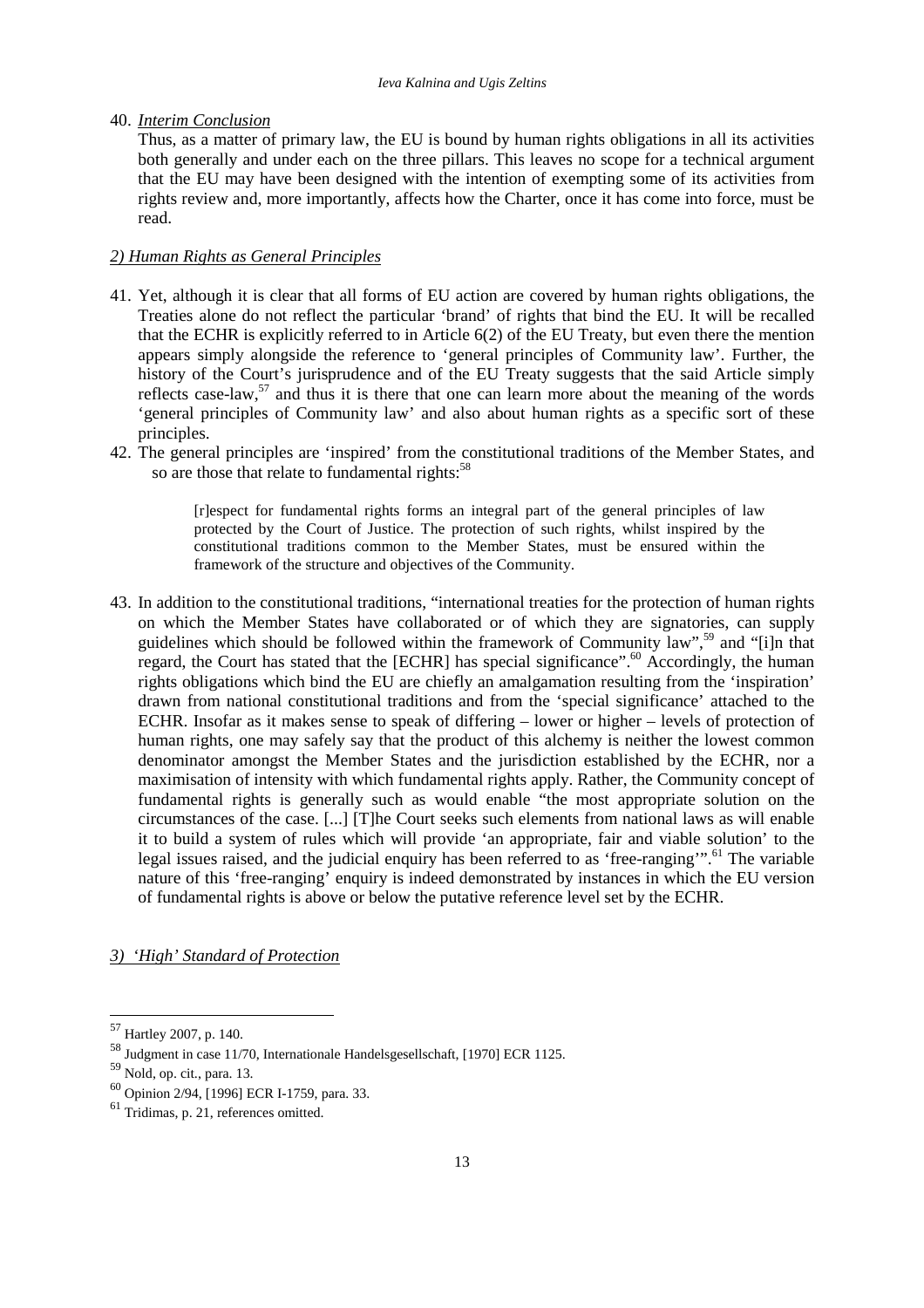40. *Interim Conclusion*

Thus, as a matter of primary law, the EU is bound by human rights obligations in all its activities both generally and under each on the three pillars. This leaves no scope for a technical argument that the EU may have been designed with the intention of exempting some of its activities from rights review and, more importantly, affects how the Charter, once it has come into force, must be read.

### *2) Human Rights as General Principles*

41. Yet, although it is clear that all forms of EU action are covered by human rights obligations, the Treaties alone do not reflect the particular 'brand' of rights that bind the EU. It will be recalled that the ECHR is explicitly referred to in Article 6(2) of the EU Treaty, but even there the mention appears simply alongside the reference to 'general principles of Community law'. Further, the history of the Court's jurisprudence and of the EU Treaty suggests that the said Article simply reflects case-law,[57] and thus it is there that one can learn more about the meaning of the words 'general principles of Community law' and also about human rights as a specific sort of these principles.

42. The general principles are 'inspired' from the constitutional traditions of the Member States, and so are those that relate to fundamental rights:[58]

> [r]espect for fundamental rights forms an integral part of the general principles of law protected by the Court of Justice. The protection of such rights, whilst inspired by the constitutional traditions common to the Member States, must be ensured within the framework of the structure and objectives of the Community.

43. In addition to the constitutional traditions, "international treaties for the protection of human rights on which the Member States have collaborated or of which they are signatories, can supply guidelines which should be followed within the framework of Community law",[59] and "[i]n that regard, the Court has stated that the [ECHR] has special significance".[60] Accordingly, the human rights obligations which bind the EU are chiefly an amalgamation resulting from the 'inspiration' drawn from national constitutional traditions and from the 'special significance' attached to the ECHR. Insofar as it makes sense to speak of differing – lower or higher – levels of protection of human rights, one may safely say that the product of this alchemy is neither the lowest common denominator amongst the Member States and the jurisdiction established by the ECHR, nor a maximisation of intensity with which fundamental rights apply. Rather, the Community concept of fundamental rights is generally such as would enable "the most appropriate solution on the circumstances of the case. [...] [T]he Court seeks such elements from national laws as will enable it to build a system of rules which will provide 'an appropriate, fair and viable solution' to the legal issues raised, and the judicial enquiry has been referred to as 'free-ranging'".[61] The variable nature of this 'free-ranging' enquiry is indeed demonstrated by instances in which the EU version of fundamental rights is above or below the putative reference level set by the ECHR.

### *3) 'High' Standard of Protection*

---

[57] Hartley 2007, p. 140.

[58] Judgment in case 11/70, Internationale Handelsgesellschaft, [1970] ECR 1125.

[59] Nold, op. cit., para. 13.

[60] Opinion 2/94, [1996] ECR I-1759, para. 33.

[61] Tridimas, p. 21, references omitted.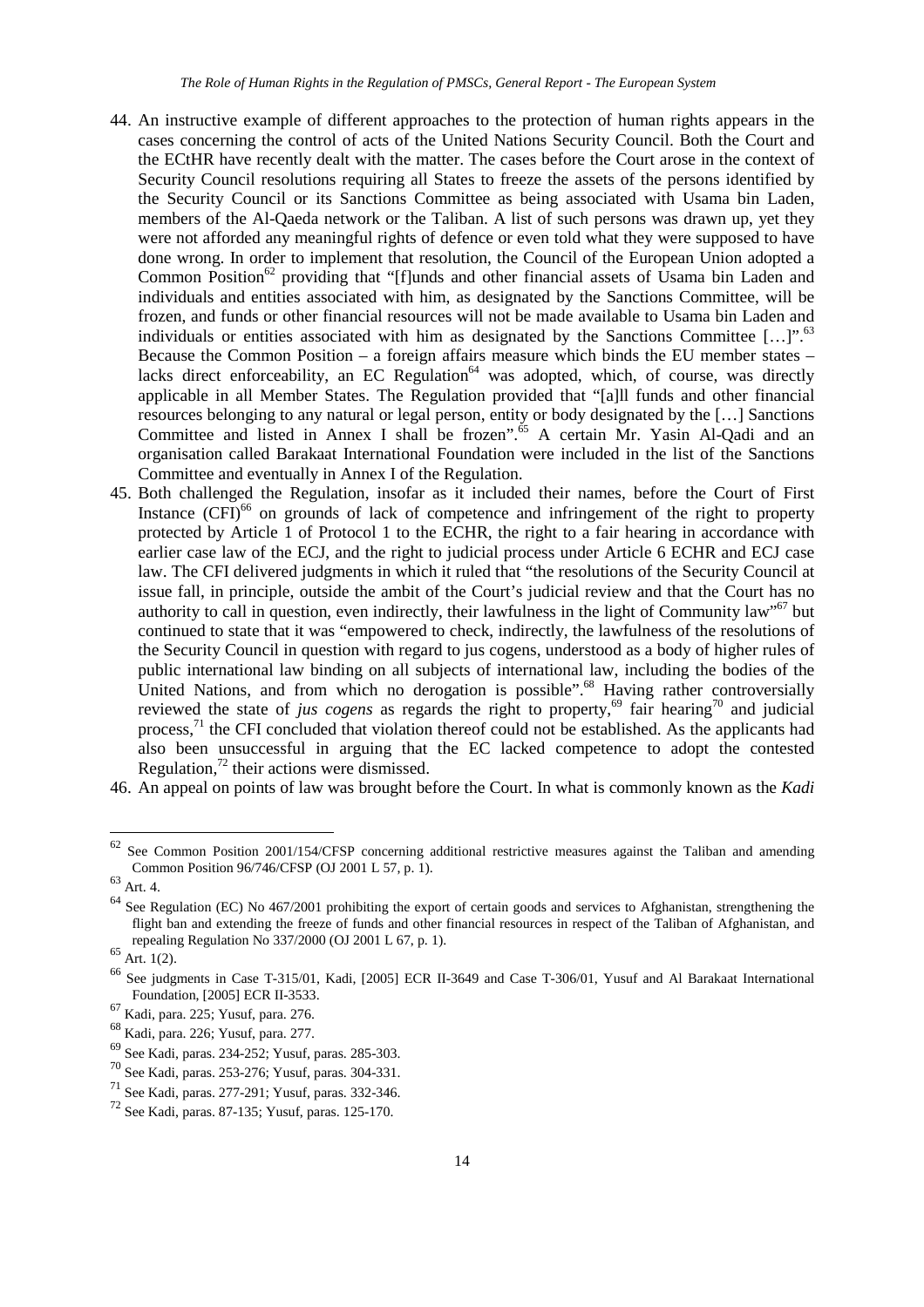44. An instructive example of different approaches to the protection of human rights appears in the cases concerning the control of acts of the United Nations Security Council. Both the Court and the ECtHR have recently dealt with the matter. The cases before the Court arose in the context of Security Council resolutions requiring all States to freeze the assets of the persons identified by the Security Council or its Sanctions Committee as being associated with Usama bin Laden, members of the Al-Qaeda network or the Taliban. A list of such persons was drawn up, yet they were not afforded any meaningful rights of defence or even told what they were supposed to have done wrong. In order to implement that resolution, the Council of the European Union adopted a Common Position[62] providing that "[f]unds and other financial assets of Usama bin Laden and individuals and entities associated with him, as designated by the Sanctions Committee, will be frozen, and funds or other financial resources will not be made available to Usama bin Laden and individuals or entities associated with him as designated by the Sanctions Committee […]".[63] Because the Common Position – a foreign affairs measure which binds the EU member states – lacks direct enforceability, an EC Regulation[64] was adopted, which, of course, was directly applicable in all Member States. The Regulation provided that "[a]ll funds and other financial resources belonging to any natural or legal person, entity or body designated by the […] Sanctions Committee and listed in Annex I shall be frozen".[65] A certain Mr. Yasin Al-Qadi and an organisation called Barakaat International Foundation were included in the list of the Sanctions Committee and eventually in Annex I of the Regulation.
45. Both challenged the Regulation, insofar as it included their names, before the Court of First Instance (CFI)[66] on grounds of lack of competence and infringement of the right to property protected by Article 1 of Protocol 1 to the ECHR, the right to a fair hearing in accordance with earlier case law of the ECJ, and the right to judicial process under Article 6 ECHR and ECJ case law. The CFI delivered judgments in which it ruled that "the resolutions of the Security Council at issue fall, in principle, outside the ambit of the Court's judicial review and that the Court has no authority to call in question, even indirectly, their lawfulness in the light of Community law"[67] but continued to state that it was "empowered to check, indirectly, the lawfulness of the resolutions of the Security Council in question with regard to jus cogens, understood as a body of higher rules of public international law binding on all subjects of international law, including the bodies of the United Nations, and from which no derogation is possible".[68] Having rather controversially reviewed the state of *jus cogens* as regards the right to property,[69] fair hearing[70] and judicial process,[71] the CFI concluded that violation thereof could not be established. As the applicants had also been unsuccessful in arguing that the EC lacked competence to adopt the contested Regulation,[72] their actions were dismissed.
46. An appeal on points of law was brought before the Court. In what is commonly known as the *Kadi*

---

[62] See Common Position 2001/154/CFSP concerning additional restrictive measures against the Taliban and amending Common Position 96/746/CFSP (OJ 2001 L 57, p. 1).

[63] Art. 4.

[64] See Regulation (EC) No 467/2001 prohibiting the export of certain goods and services to Afghanistan, strengthening the flight ban and extending the freeze of funds and other financial resources in respect of the Taliban of Afghanistan, and repealing Regulation No 337/2000 (OJ 2001 L 67, p. 1).

[65] Art. 1(2).

[66] See judgments in Case T-315/01, Kadi, [2005] ECR II-3649 and Case T-306/01, Yusuf and Al Barakaat International Foundation, [2005] ECR II-3533.

[67] Kadi, para. 225; Yusuf, para. 276.

[68] Kadi, para. 226; Yusuf, para. 277.

[69] See Kadi, paras. 234-252; Yusuf, paras. 285-303.

[70] See Kadi, paras. 253-276; Yusuf, paras. 304-331.

[71] See Kadi, paras. 277-291; Yusuf, paras. 332-346.

[72] See Kadi, paras. 87-135; Yusuf, paras. 125-170.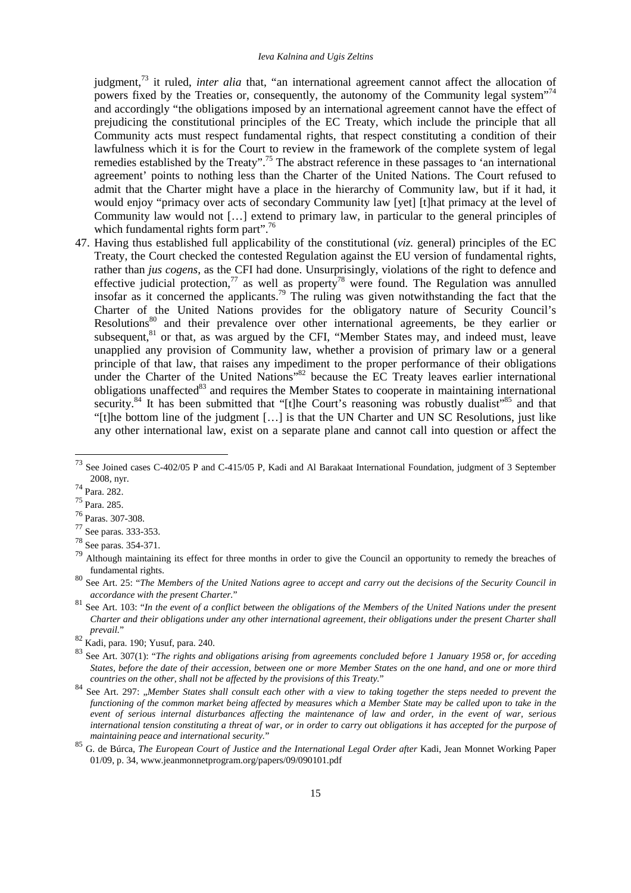judgment,[73] it ruled, *inter alia* that, "an international agreement cannot affect the allocation of powers fixed by the Treaties or, consequently, the autonomy of the Community legal system"[74] and accordingly "the obligations imposed by an international agreement cannot have the effect of prejudicing the constitutional principles of the EC Treaty, which include the principle that all Community acts must respect fundamental rights, that respect constituting a condition of their lawfulness which it is for the Court to review in the framework of the complete system of legal remedies established by the Treaty".[75] The abstract reference in these passages to 'an international agreement' points to nothing less than the Charter of the United Nations. The Court refused to admit that the Charter might have a place in the hierarchy of Community law, but if it had, it would enjoy "primacy over acts of secondary Community law [yet] [t]hat primacy at the level of Community law would not […] extend to primary law, in particular to the general principles of which fundamental rights form part".[76]

47. Having thus established full applicability of the constitutional (*viz.* general) principles of the EC Treaty, the Court checked the contested Regulation against the EU version of fundamental rights, rather than *jus cogens*, as the CFI had done. Unsurprisingly, violations of the right to defence and effective judicial protection,[77] as well as property[78] were found. The Regulation was annulled insofar as it concerned the applicants.[79] The ruling was given notwithstanding the fact that the Charter of the United Nations provides for the obligatory nature of Security Council's Resolutions[80] and their prevalence over other international agreements, be they earlier or subsequent,[81] or that, as was argued by the CFI, "Member States may, and indeed must, leave unapplied any provision of Community law, whether a provision of primary law or a general principle of that law, that raises any impediment to the proper performance of their obligations under the Charter of the United Nations"[82] because the EC Treaty leaves earlier international obligations unaffected[83] and requires the Member States to cooperate in maintaining international security.[84] It has been submitted that "[t]he Court's reasoning was robustly dualist"[85] and that "[t]he bottom line of the judgment […] is that the UN Charter and UN SC Resolutions, just like any other international law, exist on a separate plane and cannot call into question or affect the

---

[73] See Joined cases C-402/05 P and C-415/05 P, Kadi and Al Barakaat International Foundation, judgment of 3 September 2008, nyr.

[74] Para. 282.

[75] Para. 285.

[76] Paras. 307-308.

[77] See paras. 333-353.

[78] See paras. 354-371.

[79] Although maintaining its effect for three months in order to give the Council an opportunity to remedy the breaches of fundamental rights.

[80] See Art. 25: "*The Members of the United Nations agree to accept and carry out the decisions of the Security Council in accordance with the present Charter.*"

[81] See Art. 103: "*In the event of a conflict between the obligations of the Members of the United Nations under the present Charter and their obligations under any other international agreement, their obligations under the present Charter shall prevail.*"

[82] Kadi, para. 190; Yusuf, para. 240.

[83] See Art. 307(1): "*The rights and obligations arising from agreements concluded before 1 January 1958 or, for acceding States, before the date of their accession, between one or more Member States on the one hand, and one or more third countries on the other, shall not be affected by the provisions of this Treaty.*"

[84] See Art. 297: „*Member States shall consult each other with a view to taking together the steps needed to prevent the functioning of the common market being affected by measures which a Member State may be called upon to take in the event of serious internal disturbances affecting the maintenance of law and order, in the event of war, serious international tension constituting a threat of war, or in order to carry out obligations it has accepted for the purpose of maintaining peace and international security.*"

[85] G. de Búrca, *The European Court of Justice and the International Legal Order after* Kadi, Jean Monnet Working Paper 01/09, p. 34, www.jeanmonnetprogram.org/papers/09/090101.pdf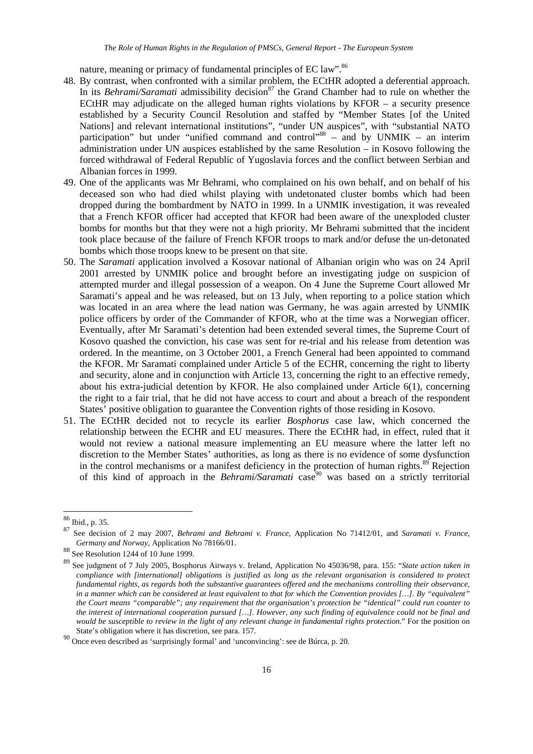nature, meaning or primacy of fundamental principles of EC law".[86]

48. By contrast, when confronted with a similar problem, the ECtHR adopted a deferential approach. In its *Behrami/Saramati* admissibility decision[87] the Grand Chamber had to rule on whether the ECtHR may adjudicate on the alleged human rights violations by KFOR – a security presence established by a Security Council Resolution and staffed by "Member States [of the United Nations] and relevant international institutions", "under UN auspices", with "substantial NATO participation" but under "unified command and control"[88] – and by UNMIK – an interim administration under UN auspices established by the same Resolution – in Kosovo following the forced withdrawal of Federal Republic of Yugoslavia forces and the conflict between Serbian and Albanian forces in 1999.

49. One of the applicants was Mr Behrami, who complained on his own behalf, and on behalf of his deceased son who had died whilst playing with undetonated cluster bombs which had been dropped during the bombardment by NATO in 1999. In a UNMIK investigation, it was revealed that a French KFOR officer had accepted that KFOR had been aware of the unexploded cluster bombs for months but that they were not a high priority. Mr Behrami submitted that the incident took place because of the failure of French KFOR troops to mark and/or defuse the un-detonated bombs which those troops knew to be present on that site.

50. The *Saramati* application involved a Kosovar national of Albanian origin who was on 24 April 2001 arrested by UNMIK police and brought before an investigating judge on suspicion of attempted murder and illegal possession of a weapon. On 4 June the Supreme Court allowed Mr Saramati's appeal and he was released, but on 13 July, when reporting to a police station which was located in an area where the lead nation was Germany, he was again arrested by UNMIK police officers by order of the Commander of KFOR, who at the time was a Norwegian officer. Eventually, after Mr Saramati's detention had been extended several times, the Supreme Court of Kosovo quashed the conviction, his case was sent for re-trial and his release from detention was ordered. In the meantime, on 3 October 2001, a French General had been appointed to command the KFOR. Mr Saramati complained under Article 5 of the ECHR, concerning the right to liberty and security, alone and in conjunction with Article 13, concerning the right to an effective remedy, about his extra-judicial detention by KFOR. He also complained under Article 6(1), concerning the right to a fair trial, that he did not have access to court and about a breach of the respondent States' positive obligation to guarantee the Convention rights of those residing in Kosovo.

51. The ECtHR decided not to recycle its earlier *Bosphorus* case law, which concerned the relationship between the ECHR and EU measures. There the ECtHR had, in effect, ruled that it would not review a national measure implementing an EU measure where the latter left no discretion to the Member States' authorities, as long as there is no evidence of some dysfunction in the control mechanisms or a manifest deficiency in the protection of human rights.[89] Rejection of this kind of approach in the *Behrami/Saramati* case[90] was based on a strictly territorial

---

[86] Ibid., p. 35.

[87] See decision of 2 may 2007, *Behrami and Behrami v. France*, Application No 71412/01, and *Saramati v. France, Germany and Norway*, Application No 78166/01.

[88] See Resolution 1244 of 10 June 1999.

[89] See judgment of 7 July 2005, Bosphorus Airways v. Ireland, Application No 45036/98, para. 155: "*State action taken in compliance with [international] obligations is justified as long as the relevant organisation is considered to protect fundamental rights, as regards both the substantive guarantees offered and the mechanisms controlling their observance, in a manner which can be considered at least equivalent to that for which the Convention provides […]. By "equivalent" the Court means "comparable"; any requirement that the organisation's protection be "identical" could run counter to the interest of international cooperation pursued […]. However, any such finding of equivalence could not be final and would be susceptible to review in the light of any relevant change in fundamental rights protection.*" For the position on State's obligation where it has discretion, see para. 157.

[90] Once even described as 'surprisingly formal' and 'unconvincing': see de Búrca, p. 20.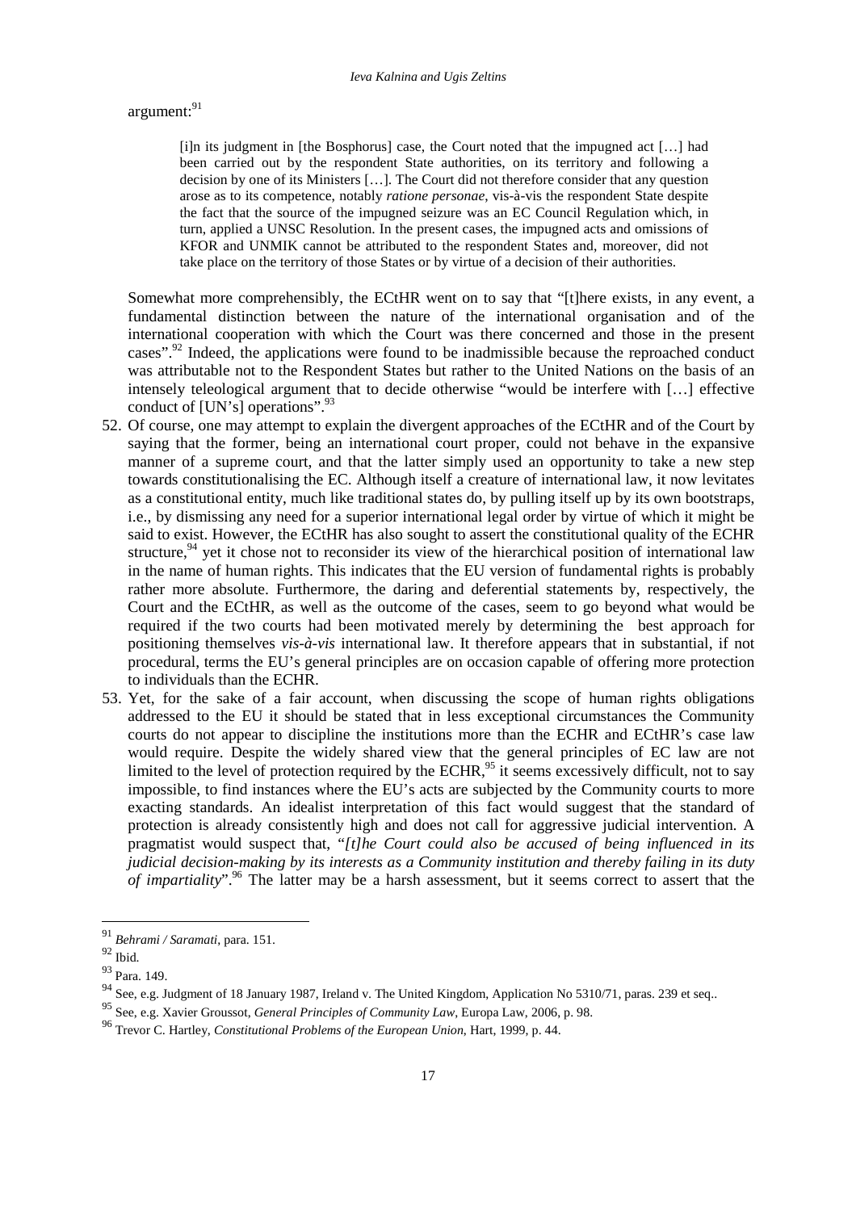argument:[91]

> [i]n its judgment in [the Bosphorus] case, the Court noted that the impugned act […] had been carried out by the respondent State authorities, on its territory and following a decision by one of its Ministers […]. The Court did not therefore consider that any question arose as to its competence, notably *ratione personae*, vis-à-vis the respondent State despite the fact that the source of the impugned seizure was an EC Council Regulation which, in turn, applied a UNSC Resolution. In the present cases, the impugned acts and omissions of KFOR and UNMIK cannot be attributed to the respondent States and, moreover, did not take place on the territory of those States or by virtue of a decision of their authorities.

Somewhat more comprehensibly, the ECtHR went on to say that "[t]here exists, in any event, a fundamental distinction between the nature of the international organisation and of the international cooperation with which the Court was there concerned and those in the present cases".[92] Indeed, the applications were found to be inadmissible because the reproached conduct was attributable not to the Respondent States but rather to the United Nations on the basis of an intensely teleological argument that to decide otherwise "would be interfere with […] effective conduct of [UN's] operations".[93]

52. Of course, one may attempt to explain the divergent approaches of the ECtHR and of the Court by saying that the former, being an international court proper, could not behave in the expansive manner of a supreme court, and that the latter simply used an opportunity to take a new step towards constitutionalising the EC. Although itself a creature of international law, it now levitates as a constitutional entity, much like traditional states do, by pulling itself up by its own bootstraps, i.e., by dismissing any need for a superior international legal order by virtue of which it might be said to exist. However, the ECtHR has also sought to assert the constitutional quality of the ECHR structure,[94] yet it chose not to reconsider its view of the hierarchical position of international law in the name of human rights. This indicates that the EU version of fundamental rights is probably rather more absolute. Furthermore, the daring and deferential statements by, respectively, the Court and the ECtHR, as well as the outcome of the cases, seem to go beyond what would be required if the two courts had been motivated merely by determining the best approach for positioning themselves *vis-à-vis* international law. It therefore appears that in substantial, if not procedural, terms the EU's general principles are on occasion capable of offering more protection to individuals than the ECHR.

53. Yet, for the sake of a fair account, when discussing the scope of human rights obligations addressed to the EU it should be stated that in less exceptional circumstances the Community courts do not appear to discipline the institutions more than the ECHR and ECtHR's case law would require. Despite the widely shared view that the general principles of EC law are not limited to the level of protection required by the ECHR,[95] it seems excessively difficult, not to say impossible, to find instances where the EU's acts are subjected by the Community courts to more exacting standards. An idealist interpretation of this fact would suggest that the standard of protection is already consistently high and does not call for aggressive judicial intervention. A pragmatist would suspect that, "*[t]he Court could also be accused of being influenced in its judicial decision-making by its interests as a Community institution and thereby failing in its duty of impartiality*".[96] The latter may be a harsh assessment, but it seems correct to assert that the

---

[91] *Behrami / Saramati*, para. 151.

[92] Ibid.

[93] Para. 149.

[94] See, e.g. Judgment of 18 January 1987, Ireland v. The United Kingdom, Application No 5310/71, paras. 239 et seq..

[95] See, e.g. Xavier Groussot, *General Principles of Community Law*, Europa Law, 2006, p. 98.

[96] Trevor C. Hartley, *Constitutional Problems of the European Union*, Hart, 1999, p. 44.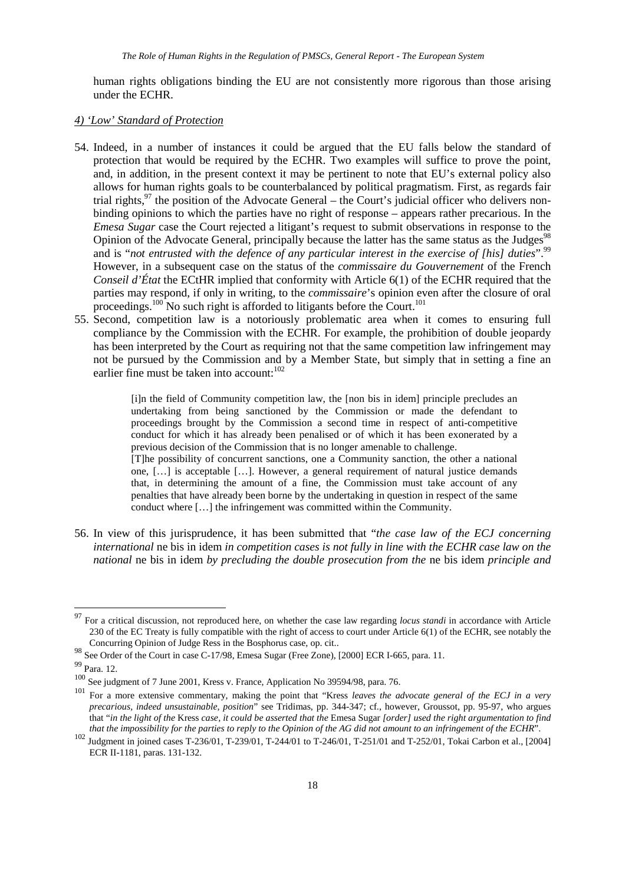human rights obligations binding the EU are not consistently more rigorous than those arising under the ECHR.

*4) 'Low' Standard of Protection*

54. Indeed, in a number of instances it could be argued that the EU falls below the standard of protection that would be required by the ECHR. Two examples will suffice to prove the point, and, in addition, in the present context it may be pertinent to note that EU's external policy also allows for human rights goals to be counterbalanced by political pragmatism. First, as regards fair trial rights,[97] the position of the Advocate General – the Court's judicial officer who delivers non-binding opinions to which the parties have no right of response – appears rather precarious. In the *Emesa Sugar* case the Court rejected a litigant's request to submit observations in response to the Opinion of the Advocate General, principally because the latter has the same status as the Judges[98] and is "*not entrusted with the defence of any particular interest in the exercise of [his] duties*".[99] However, in a subsequent case on the status of the *commissaire du Gouvernement* of the French *Conseil d'État* the ECtHR implied that conformity with Article 6(1) of the ECHR required that the parties may respond, if only in writing, to the *commissaire*'s opinion even after the closure of oral proceedings.[100] No such right is afforded to litigants before the Court.[101]

55. Second, competition law is a notoriously problematic area when it comes to ensuring full compliance by the Commission with the ECHR. For example, the prohibition of double jeopardy has been interpreted by the Court as requiring not that the same competition law infringement may not be pursued by the Commission and by a Member State, but simply that in setting a fine an earlier fine must be taken into account:[102]

> [i]n the field of Community competition law, the [non bis in idem] principle precludes an undertaking from being sanctioned by the Commission or made the defendant to proceedings brought by the Commission a second time in respect of anti-competitive conduct for which it has already been penalised or of which it has been exonerated by a previous decision of the Commission that is no longer amenable to challenge.
>
> [T]he possibility of concurrent sanctions, one a Community sanction, the other a national one, […] is acceptable […]. However, a general requirement of natural justice demands that, in determining the amount of a fine, the Commission must take account of any penalties that have already been borne by the undertaking in question in respect of the same conduct where […] the infringement was committed within the Community.

56. In view of this jurisprudence, it has been submitted that "*the case law of the ECJ concerning international* ne bis in idem *in competition cases is not fully in line with the ECHR case law on the national* ne bis in idem *by precluding the double prosecution from the* ne bis idem *principle and*

---

[97] For a critical discussion, not reproduced here, on whether the case law regarding *locus standi* in accordance with Article 230 of the EC Treaty is fully compatible with the right of access to court under Article 6(1) of the ECHR, see notably the Concurring Opinion of Judge Ress in the Bosphorus case, op. cit..

[98] See Order of the Court in case C-17/98, Emesa Sugar (Free Zone), [2000] ECR I-665, para. 11.

[99] Para. 12.

[100] See judgment of 7 June 2001, Kress v. France, Application No 39594/98, para. 76.

[101] For a more extensive commentary, making the point that "Kress *leaves the advocate general of the ECJ in a very precarious, indeed unsustainable, position*" see Tridimas, pp. 344-347; cf., however, Groussot, pp. 95-97, who argues that "*in the light of the* Kress *case, it could be asserted that the* Emesa Sugar *[order] used the right argumentation to find that the impossibility for the parties to reply to the Opinion of the AG did not amount to an infringement of the ECHR*".

[102] Judgment in joined cases T-236/01, T-239/01, T-244/01 to T-246/01, T-251/01 and T-252/01, Tokai Carbon et al., [2004] ECR II-1181, paras. 131-132.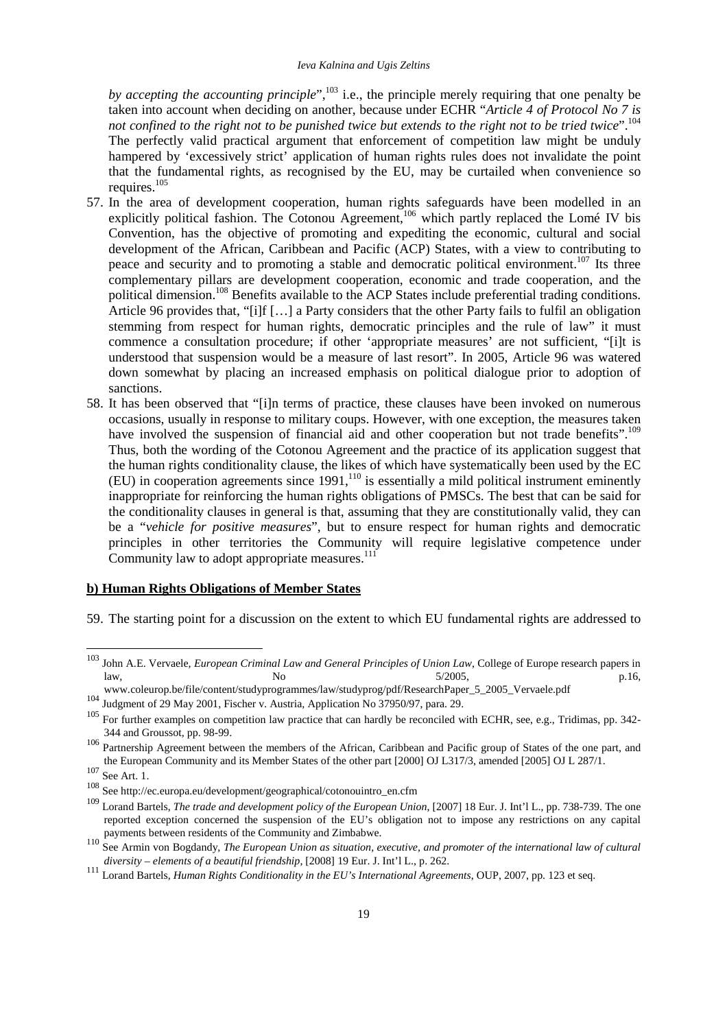*by accepting the accounting principle*",[103] i.e., the principle merely requiring that one penalty be taken into account when deciding on another, because under ECHR "*Article 4 of Protocol No 7 is not confined to the right not to be punished twice but extends to the right not to be tried twice*".[104] The perfectly valid practical argument that enforcement of competition law might be unduly hampered by 'excessively strict' application of human rights rules does not invalidate the point that the fundamental rights, as recognised by the EU, may be curtailed when convenience so requires.[105]

57. In the area of development cooperation, human rights safeguards have been modelled in an explicitly political fashion. The Cotonou Agreement,[106] which partly replaced the Lomé IV bis Convention, has the objective of promoting and expediting the economic, cultural and social development of the African, Caribbean and Pacific (ACP) States, with a view to contributing to peace and security and to promoting a stable and democratic political environment.[107] Its three complementary pillars are development cooperation, economic and trade cooperation, and the political dimension.[108] Benefits available to the ACP States include preferential trading conditions. Article 96 provides that, "[i]f […] a Party considers that the other Party fails to fulfil an obligation stemming from respect for human rights, democratic principles and the rule of law" it must commence a consultation procedure; if other 'appropriate measures' are not sufficient, "[i]t is understood that suspension would be a measure of last resort". In 2005, Article 96 was watered down somewhat by placing an increased emphasis on political dialogue prior to adoption of sanctions.

58. It has been observed that "[i]n terms of practice, these clauses have been invoked on numerous occasions, usually in response to military coups. However, with one exception, the measures taken have involved the suspension of financial aid and other cooperation but not trade benefits".[109] Thus, both the wording of the Cotonou Agreement and the practice of its application suggest that the human rights conditionality clause, the likes of which have systematically been used by the EC (EU) in cooperation agreements since 1991,[110] is essentially a mild political instrument eminently inappropriate for reinforcing the human rights obligations of PMSCs. The best that can be said for the conditionality clauses in general is that, assuming that they are constitutionally valid, they can be a "*vehicle for positive measures*", but to ensure respect for human rights and democratic principles in other territories the Community will require legislative competence under Community law to adopt appropriate measures.[111]

**b) Human Rights Obligations of Member States**

59. The starting point for a discussion on the extent to which EU fundamental rights are addressed to

---

[103] John A.E. Vervaele, *European Criminal Law and General Principles of Union Law*, College of Europe research papers in law, No 5/2005, p.16, www.coleurop.be/file/content/studyprogrammes/law/studyprog/pdf/ResearchPaper_5_2005_Vervaele.pdf

[104] Judgment of 29 May 2001, Fischer v. Austria, Application No 37950/97, para. 29.

[105] For further examples on competition law practice that can hardly be reconciled with ECHR, see, e.g., Tridimas, pp. 342-344 and Groussot, pp. 98-99.

[106] Partnership Agreement between the members of the African, Caribbean and Pacific group of States of the one part, and the European Community and its Member States of the other part [2000] OJ L317/3, amended [2005] OJ L 287/1.

[107] See Art. 1.

[108] See http://ec.europa.eu/development/geographical/cotonouintro_en.cfm

[109] Lorand Bartels, *The trade and development policy of the European Union*, [2007] 18 Eur. J. Int'l L., pp. 738-739. The one reported exception concerned the suspension of the EU's obligation not to impose any restrictions on any capital payments between residents of the Community and Zimbabwe.

[110] See Armin von Bogdandy, *The European Union as situation, executive, and promoter of the international law of cultural diversity – elements of a beautiful friendship*, [2008] 19 Eur. J. Int'l L., p. 262.

[111] Lorand Bartels, *Human Rights Conditionality in the EU's International Agreements*, OUP, 2007, pp. 123 et seq.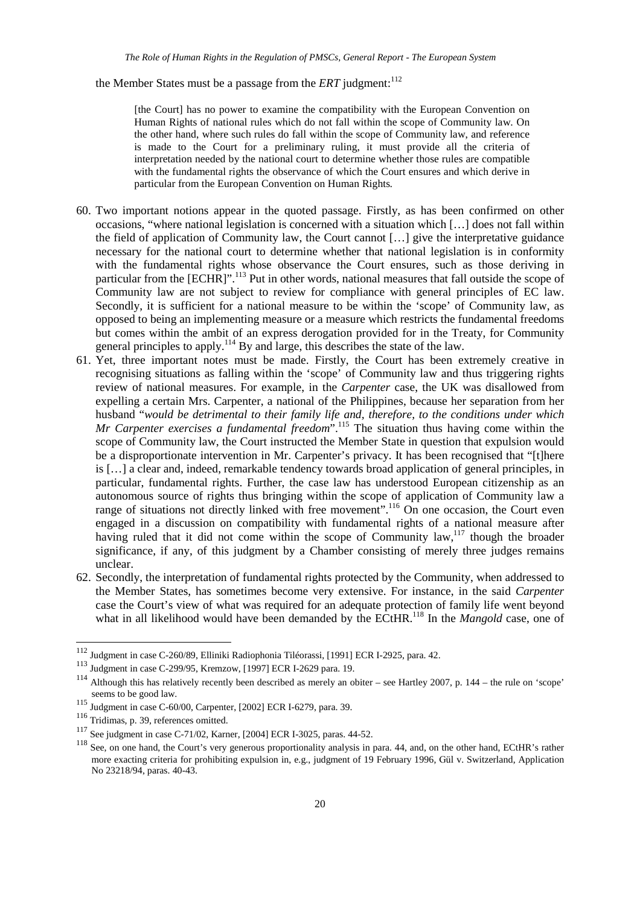the Member States must be a passage from the *ERT* judgment:[112]

> [the Court] has no power to examine the compatibility with the European Convention on Human Rights of national rules which do not fall within the scope of Community law. On the other hand, where such rules do fall within the scope of Community law, and reference is made to the Court for a preliminary ruling, it must provide all the criteria of interpretation needed by the national court to determine whether those rules are compatible with the fundamental rights the observance of which the Court ensures and which derive in particular from the European Convention on Human Rights.

60. Two important notions appear in the quoted passage. Firstly, as has been confirmed on other occasions, "where national legislation is concerned with a situation which […] does not fall within the field of application of Community law, the Court cannot […] give the interpretative guidance necessary for the national court to determine whether that national legislation is in conformity with the fundamental rights whose observance the Court ensures, such as those deriving in particular from the [ECHR]".[113] Put in other words, national measures that fall outside the scope of Community law are not subject to review for compliance with general principles of EC law. Secondly, it is sufficient for a national measure to be within the 'scope' of Community law, as opposed to being an implementing measure or a measure which restricts the fundamental freedoms but comes within the ambit of an express derogation provided for in the Treaty, for Community general principles to apply.[114] By and large, this describes the state of the law.

61. Yet, three important notes must be made. Firstly, the Court has been extremely creative in recognising situations as falling within the 'scope' of Community law and thus triggering rights review of national measures. For example, in the *Carpenter* case, the UK was disallowed from expelling a certain Mrs. Carpenter, a national of the Philippines, because her separation from her husband "*would be detrimental to their family life and, therefore, to the conditions under which Mr Carpenter exercises a fundamental freedom*".[115] The situation thus having come within the scope of Community law, the Court instructed the Member State in question that expulsion would be a disproportionate intervention in Mr. Carpenter's privacy. It has been recognised that "[t]here is […] a clear and, indeed, remarkable tendency towards broad application of general principles, in particular, fundamental rights. Further, the case law has understood European citizenship as an autonomous source of rights thus bringing within the scope of application of Community law a range of situations not directly linked with free movement".[116] On one occasion, the Court even engaged in a discussion on compatibility with fundamental rights of a national measure after having ruled that it did not come within the scope of Community law,[117] though the broader significance, if any, of this judgment by a Chamber consisting of merely three judges remains unclear.

62. Secondly, the interpretation of fundamental rights protected by the Community, when addressed to the Member States, has sometimes become very extensive. For instance, in the said *Carpenter* case the Court's view of what was required for an adequate protection of family life went beyond what in all likelihood would have been demanded by the ECtHR.[118] In the *Mangold* case, one of

---

[112] Judgment in case C-260/89, Elliniki Radiophonia Tiléorassi, [1991] ECR I-2925, para. 42.

[113] Judgment in case C-299/95, Kremzow, [1997] ECR I-2629 para. 19.

[114] Although this has relatively recently been described as merely an obiter – see Hartley 2007, p. 144 – the rule on 'scope' seems to be good law.

[115] Judgment in case C-60/00, Carpenter, [2002] ECR I-6279, para. 39.

[116] Tridimas, p. 39, references omitted.

[117] See judgment in case C-71/02, Karner, [2004] ECR I-3025, paras. 44-52.

[118] See, on one hand, the Court's very generous proportionality analysis in para. 44, and, on the other hand, ECtHR's rather more exacting criteria for prohibiting expulsion in, e.g., judgment of 19 February 1996, Gül v. Switzerland, Application No 23218/94, paras. 40-43.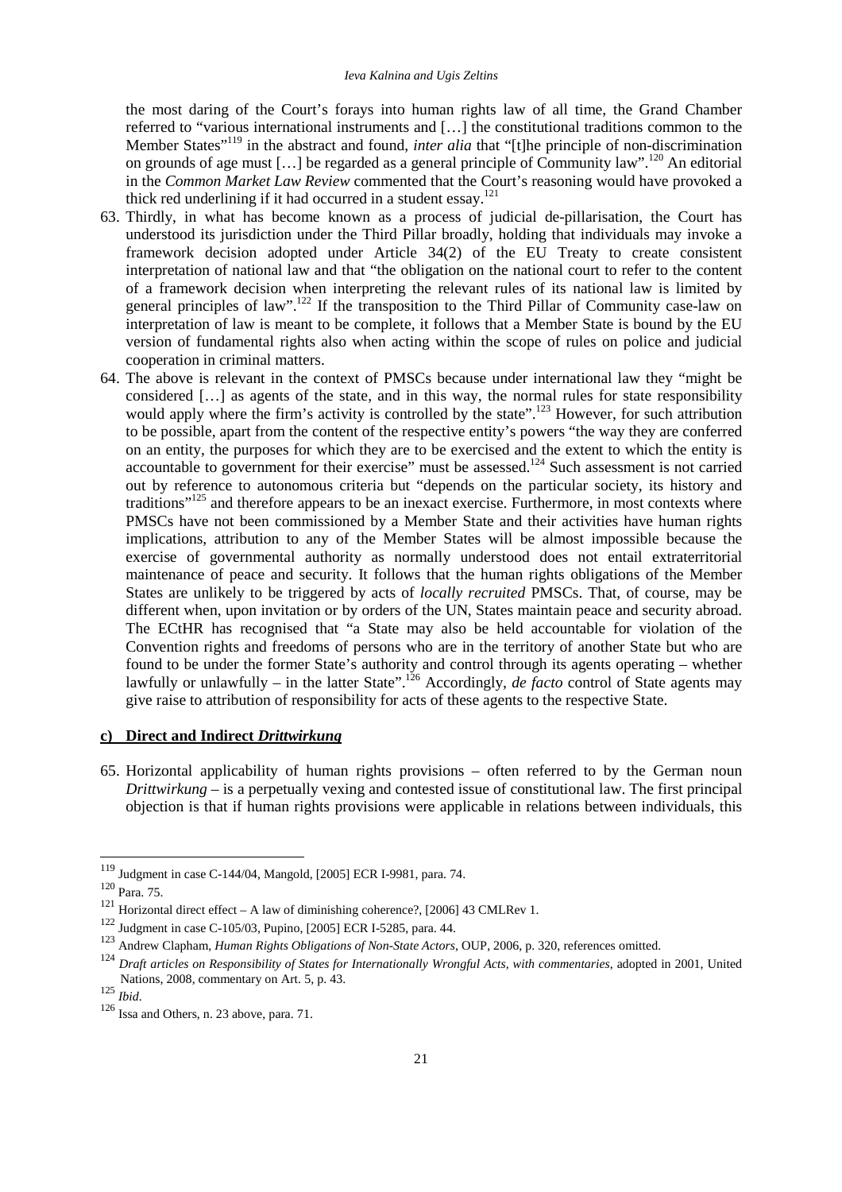the most daring of the Court's forays into human rights law of all time, the Grand Chamber referred to "various international instruments and […] the constitutional traditions common to the Member States"[119] in the abstract and found, *inter alia* that "[t]he principle of non-discrimination on grounds of age must […] be regarded as a general principle of Community law".[120] An editorial in the *Common Market Law Review* commented that the Court's reasoning would have provoked a thick red underlining if it had occurred in a student essay.[121]

63. Thirdly, in what has become known as a process of judicial de-pillarisation, the Court has understood its jurisdiction under the Third Pillar broadly, holding that individuals may invoke a framework decision adopted under Article 34(2) of the EU Treaty to create consistent interpretation of national law and that "the obligation on the national court to refer to the content of a framework decision when interpreting the relevant rules of its national law is limited by general principles of law".[122] If the transposition to the Third Pillar of Community case-law on interpretation of law is meant to be complete, it follows that a Member State is bound by the EU version of fundamental rights also when acting within the scope of rules on police and judicial cooperation in criminal matters.

64. The above is relevant in the context of PMSCs because under international law they "might be considered […] as agents of the state, and in this way, the normal rules for state responsibility would apply where the firm's activity is controlled by the state".[123] However, for such attribution to be possible, apart from the content of the respective entity's powers "the way they are conferred on an entity, the purposes for which they are to be exercised and the extent to which the entity is accountable to government for their exercise" must be assessed.[124] Such assessment is not carried out by reference to autonomous criteria but "depends on the particular society, its history and traditions"[125] and therefore appears to be an inexact exercise. Furthermore, in most contexts where PMSCs have not been commissioned by a Member State and their activities have human rights implications, attribution to any of the Member States will be almost impossible because the exercise of governmental authority as normally understood does not entail extraterritorial maintenance of peace and security. It follows that the human rights obligations of the Member States are unlikely to be triggered by acts of *locally recruited* PMSCs. That, of course, may be different when, upon invitation or by orders of the UN, States maintain peace and security abroad. The ECtHR has recognised that "a State may also be held accountable for violation of the Convention rights and freedoms of persons who are in the territory of another State but who are found to be under the former State's authority and control through its agents operating – whether lawfully or unlawfully – in the latter State".[126] Accordingly, *de facto* control of State agents may give raise to attribution of responsibility for acts of these agents to the respective State.

#### c) Direct and Indirect *Drittwirkung*

65. Horizontal applicability of human rights provisions – often referred to by the German noun *Drittwirkung* – is a perpetually vexing and contested issue of constitutional law. The first principal objection is that if human rights provisions were applicable in relations between individuals, this

---

[119] Judgment in case C-144/04, Mangold, [2005] ECR I-9981, para. 74.

[120] Para. 75.

[121] Horizontal direct effect – A law of diminishing coherence?, [2006] 43 CMLRev 1.

[122] Judgment in case C-105/03, Pupino, [2005] ECR I-5285, para. 44.

[123] Andrew Clapham, *Human Rights Obligations of Non-State Actors*, OUP, 2006, p. 320, references omitted.

[124] *Draft articles on Responsibility of States for Internationally Wrongful Acts, with commentaries*, adopted in 2001, United Nations, 2008, commentary on Art. 5, p. 43.

[125] *Ibid*.

[126] Issa and Others, n. 23 above, para. 71.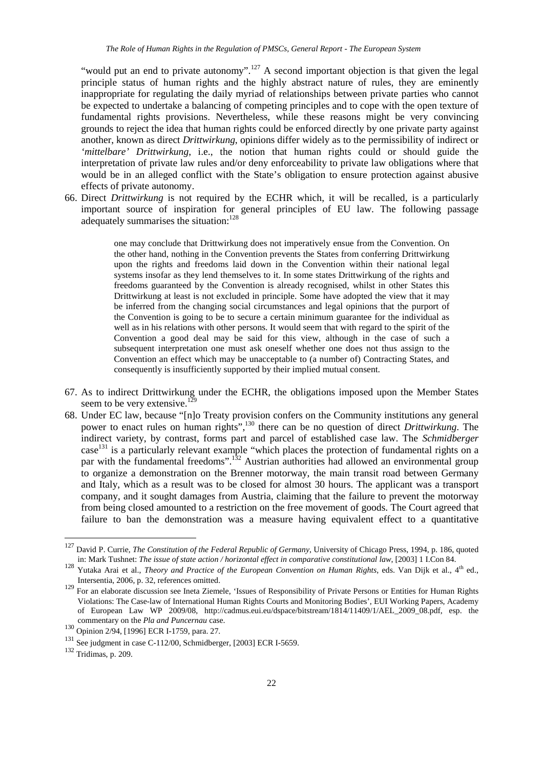"would put an end to private autonomy".[127] A second important objection is that given the legal principle status of human rights and the highly abstract nature of rules, they are eminently inappropriate for regulating the daily myriad of relationships between private parties who cannot be expected to undertake a balancing of competing principles and to cope with the open texture of fundamental rights provisions. Nevertheless, while these reasons might be very convincing grounds to reject the idea that human rights could be enforced directly by one private party against another, known as direct *Drittwirkung*, opinions differ widely as to the permissibility of indirect or *'mittelbare' Drittwirkung*, i.e., the notion that human rights could or should guide the interpretation of private law rules and/or deny enforceability to private law obligations where that would be in an alleged conflict with the State's obligation to ensure protection against abusive effects of private autonomy.

66. Direct *Drittwirkung* is not required by the ECHR which, it will be recalled, is a particularly important source of inspiration for general principles of EU law. The following passage adequately summarises the situation:[128]

> one may conclude that Drittwirkung does not imperatively ensue from the Convention. On the other hand, nothing in the Convention prevents the States from conferring Drittwirkung upon the rights and freedoms laid down in the Convention within their national legal systems insofar as they lend themselves to it. In some states Drittwirkung of the rights and freedoms guaranteed by the Convention is already recognised, whilst in other States this Drittwirkung at least is not excluded in principle. Some have adopted the view that it may be inferred from the changing social circumstances and legal opinions that the purport of the Convention is going to be to secure a certain minimum guarantee for the individual as well as in his relations with other persons. It would seem that with regard to the spirit of the Convention a good deal may be said for this view, although in the case of such a subsequent interpretation one must ask oneself whether one does not thus assign to the Convention an effect which may be unacceptable to (a number of) Contracting States, and consequently is insufficiently supported by their implied mutual consent.

67. As to indirect Drittwirkung under the ECHR, the obligations imposed upon the Member States seem to be very extensive.[129]

68. Under EC law, because "[n]o Treaty provision confers on the Community institutions any general power to enact rules on human rights",[130] there can be no question of direct *Drittwirkung*. The indirect variety, by contrast, forms part and parcel of established case law. The *Schmidberger* case[131] is a particularly relevant example "which places the protection of fundamental rights on a par with the fundamental freedoms".[132] Austrian authorities had allowed an environmental group to organize a demonstration on the Brenner motorway, the main transit road between Germany and Italy, which as a result was to be closed for almost 30 hours. The applicant was a transport company, and it sought damages from Austria, claiming that the failure to prevent the motorway from being closed amounted to a restriction on the free movement of goods. The Court agreed that failure to ban the demonstration was a measure having equivalent effect to a quantitative

---

[127] David P. Currie, *The Constitution of the Federal Republic of Germany*, University of Chicago Press, 1994, p. 186, quoted in: Mark Tushnet: *The issue of state action / horizontal effect in comparative constitutional law*, [2003] 1 I.Con 84.

[128] Yutaka Arai et al., *Theory and Practice of the European Convention on Human Rights*, eds. Van Dijk et al., 4th ed., Intersentia, 2006, p. 32, references omitted.

[129] For an elaborate discussion see Ineta Ziemele, 'Issues of Responsibility of Private Persons or Entities for Human Rights Violations: The Case-law of International Human Rights Courts and Monitoring Bodies', EUI Working Papers, Academy of European Law WP 2009/08, http://cadmus.eui.eu/dspace/bitstream/1814/11409/1/AEL_2009_08.pdf, esp. the commentary on the *Pla and Puncernau* case.

[130] Opinion 2/94, [1996] ECR I-1759, para. 27.

[131] See judgment in case C-112/00, Schmidberger, [2003] ECR I-5659.

[132] Tridimas, p. 209.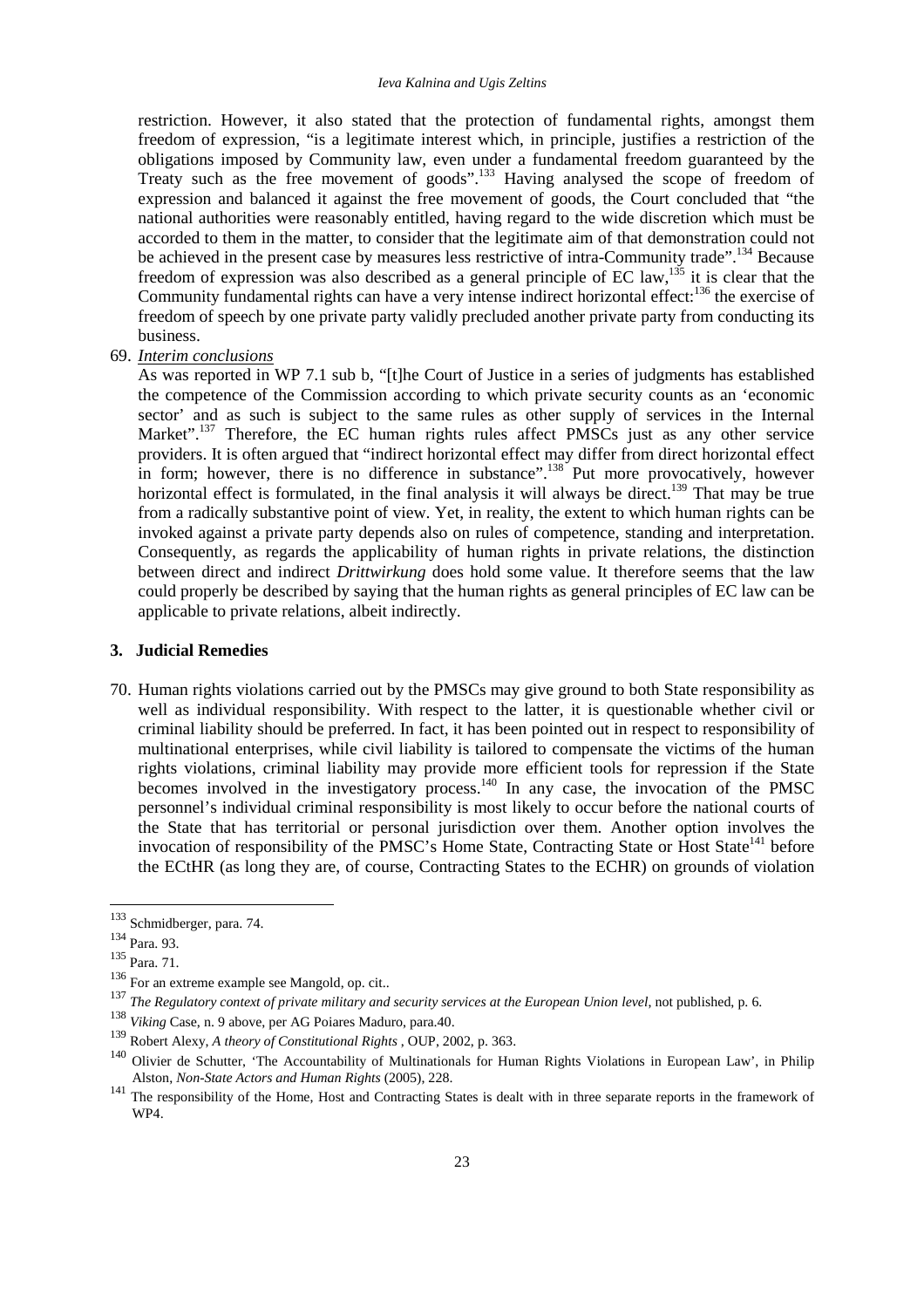restriction. However, it also stated that the protection of fundamental rights, amongst them freedom of expression, "is a legitimate interest which, in principle, justifies a restriction of the obligations imposed by Community law, even under a fundamental freedom guaranteed by the Treaty such as the free movement of goods".[133] Having analysed the scope of freedom of expression and balanced it against the free movement of goods, the Court concluded that "the national authorities were reasonably entitled, having regard to the wide discretion which must be accorded to them in the matter, to consider that the legitimate aim of that demonstration could not be achieved in the present case by measures less restrictive of intra-Community trade".[134] Because freedom of expression was also described as a general principle of EC law,[135] it is clear that the Community fundamental rights can have a very intense indirect horizontal effect:[136] the exercise of freedom of speech by one private party validly precluded another private party from conducting its business.

69. *Interim conclusions*

As was reported in WP 7.1 sub b, "[t]he Court of Justice in a series of judgments has established the competence of the Commission according to which private security counts as an 'economic sector' and as such is subject to the same rules as other supply of services in the Internal Market".[137] Therefore, the EC human rights rules affect PMSCs just as any other service providers. It is often argued that "indirect horizontal effect may differ from direct horizontal effect in form; however, there is no difference in substance".[138] Put more provocatively, however horizontal effect is formulated, in the final analysis it will always be direct.[139] That may be true from a radically substantive point of view. Yet, in reality, the extent to which human rights can be invoked against a private party depends also on rules of competence, standing and interpretation. Consequently, as regards the applicability of human rights in private relations, the distinction between direct and indirect *Drittwirkung* does hold some value. It therefore seems that the law could properly be described by saying that the human rights as general principles of EC law can be applicable to private relations, albeit indirectly.

## 3. Judicial Remedies

70. Human rights violations carried out by the PMSCs may give ground to both State responsibility as well as individual responsibility. With respect to the latter, it is questionable whether civil or criminal liability should be preferred. In fact, it has been pointed out in respect to responsibility of multinational enterprises, while civil liability is tailored to compensate the victims of the human rights violations, criminal liability may provide more efficient tools for repression if the State becomes involved in the investigatory process.[140] In any case, the invocation of the PMSC personnel's individual criminal responsibility is most likely to occur before the national courts of the State that has territorial or personal jurisdiction over them. Another option involves the invocation of responsibility of the PMSC's Home State, Contracting State or Host State[141] before the ECtHR (as long they are, of course, Contracting States to the ECHR) on grounds of violation

---

[133] Schmidberger, para. 74.

[134] Para. 93.

[135] Para. 71.

[136] For an extreme example see Mangold, op. cit..

[137] *The Regulatory context of private military and security services at the European Union level*, not published, p. 6.

[138] *Viking* Case, n. 9 above, per AG Poiares Maduro, para.40.

[139] Robert Alexy, *A theory of Constitutional Rights* , OUP, 2002, p. 363.

[140] Olivier de Schutter, 'The Accountability of Multinationals for Human Rights Violations in European Law', in Philip Alston, *Non-State Actors and Human Rights* (2005), 228.

[141] The responsibility of the Home, Host and Contracting States is dealt with in three separate reports in the framework of WP4.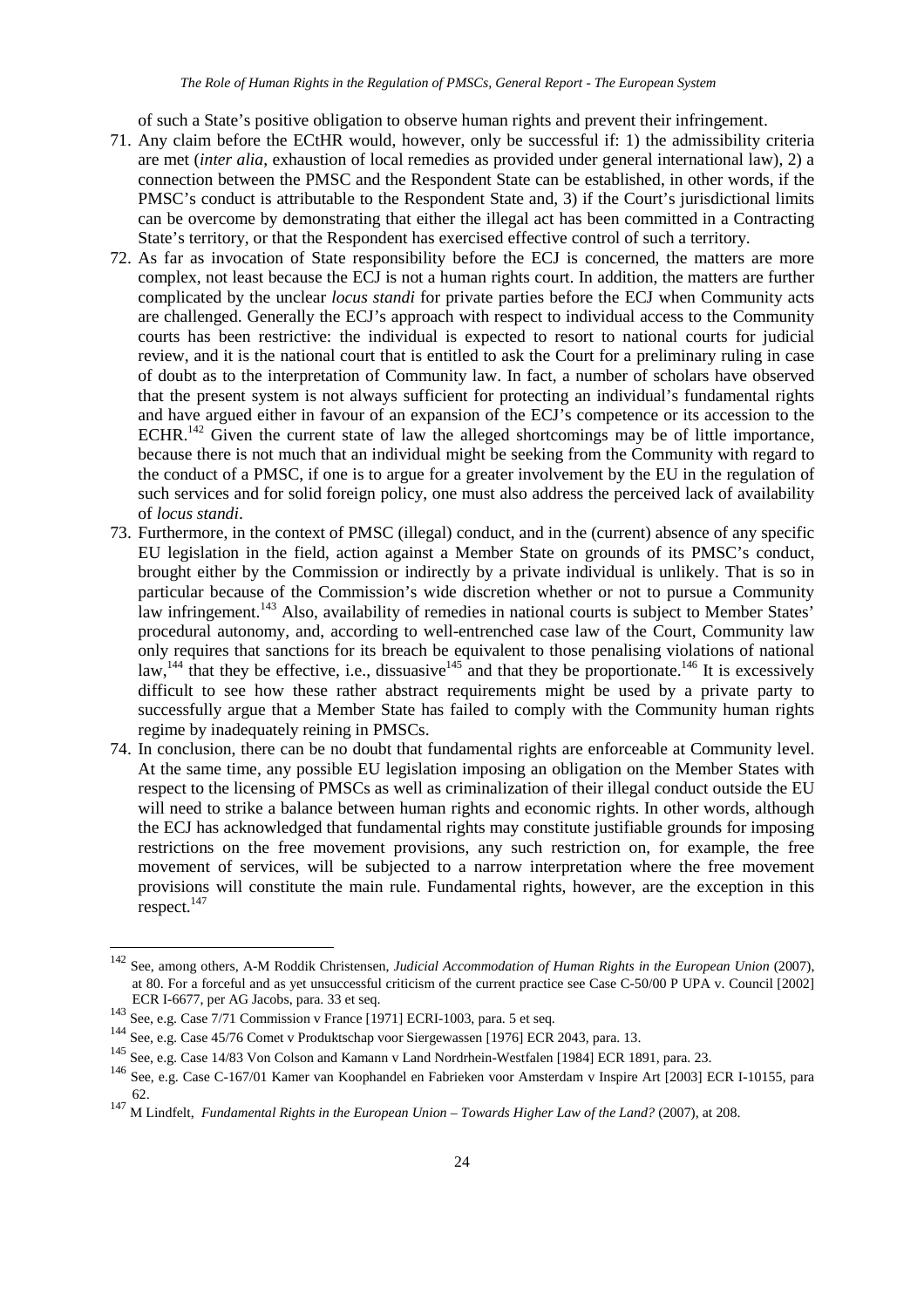of such a State's positive obligation to observe human rights and prevent their infringement.

71. Any claim before the ECtHR would, however, only be successful if: 1) the admissibility criteria are met (*inter alia*, exhaustion of local remedies as provided under general international law), 2) a connection between the PMSC and the Respondent State can be established, in other words, if the PMSC's conduct is attributable to the Respondent State and, 3) if the Court's jurisdictional limits can be overcome by demonstrating that either the illegal act has been committed in a Contracting State's territory, or that the Respondent has exercised effective control of such a territory.

72. As far as invocation of State responsibility before the ECJ is concerned, the matters are more complex, not least because the ECJ is not a human rights court. In addition, the matters are further complicated by the unclear *locus standi* for private parties before the ECJ when Community acts are challenged. Generally the ECJ's approach with respect to individual access to the Community courts has been restrictive: the individual is expected to resort to national courts for judicial review, and it is the national court that is entitled to ask the Court for a preliminary ruling in case of doubt as to the interpretation of Community law. In fact, a number of scholars have observed that the present system is not always sufficient for protecting an individual's fundamental rights and have argued either in favour of an expansion of the ECJ's competence or its accession to the ECHR.[142] Given the current state of law the alleged shortcomings may be of little importance, because there is not much that an individual might be seeking from the Community with regard to the conduct of a PMSC, if one is to argue for a greater involvement by the EU in the regulation of such services and for solid foreign policy, one must also address the perceived lack of availability of *locus standi*.

73. Furthermore, in the context of PMSC (illegal) conduct, and in the (current) absence of any specific EU legislation in the field, action against a Member State on grounds of its PMSC's conduct, brought either by the Commission or indirectly by a private individual is unlikely. That is so in particular because of the Commission's wide discretion whether or not to pursue a Community law infringement.[143] Also, availability of remedies in national courts is subject to Member States' procedural autonomy, and, according to well-entrenched case law of the Court, Community law only requires that sanctions for its breach be equivalent to those penalising violations of national law,[144] that they be effective, i.e., dissuasive[145] and that they be proportionate.[146] It is excessively difficult to see how these rather abstract requirements might be used by a private party to successfully argue that a Member State has failed to comply with the Community human rights regime by inadequately reining in PMSCs.

74. In conclusion, there can be no doubt that fundamental rights are enforceable at Community level. At the same time, any possible EU legislation imposing an obligation on the Member States with respect to the licensing of PMSCs as well as criminalization of their illegal conduct outside the EU will need to strike a balance between human rights and economic rights. In other words, although the ECJ has acknowledged that fundamental rights may constitute justifiable grounds for imposing restrictions on the free movement provisions, any such restriction on, for example, the free movement of services, will be subjected to a narrow interpretation where the free movement provisions will constitute the main rule. Fundamental rights, however, are the exception in this respect.[147]

---

[142] See, among others, A-M Roddik Christensen, *Judicial Accommodation of Human Rights in the European Union* (2007), at 80. For a forceful and as yet unsuccessful criticism of the current practice see Case C-50/00 P UPA v. Council [2002] ECR I-6677, per AG Jacobs, para. 33 et seq.

[143] See, e.g. Case 7/71 Commission v France [1971] ECRI-1003, para. 5 et seq.

[144] See, e.g. Case 45/76 Comet v Produktschap voor Siergewassen [1976] ECR 2043, para. 13.

[145] See, e.g. Case 14/83 Von Colson and Kamann v Land Nordrhein-Westfalen [1984] ECR 1891, para. 23.

[146] See, e.g. Case C-167/01 Kamer van Koophandel en Fabrieken voor Amsterdam v Inspire Art [2003] ECR I-10155, para 62.

[147] M Lindfelt, *Fundamental Rights in the European Union – Towards Higher Law of the Land?* (2007), at 208.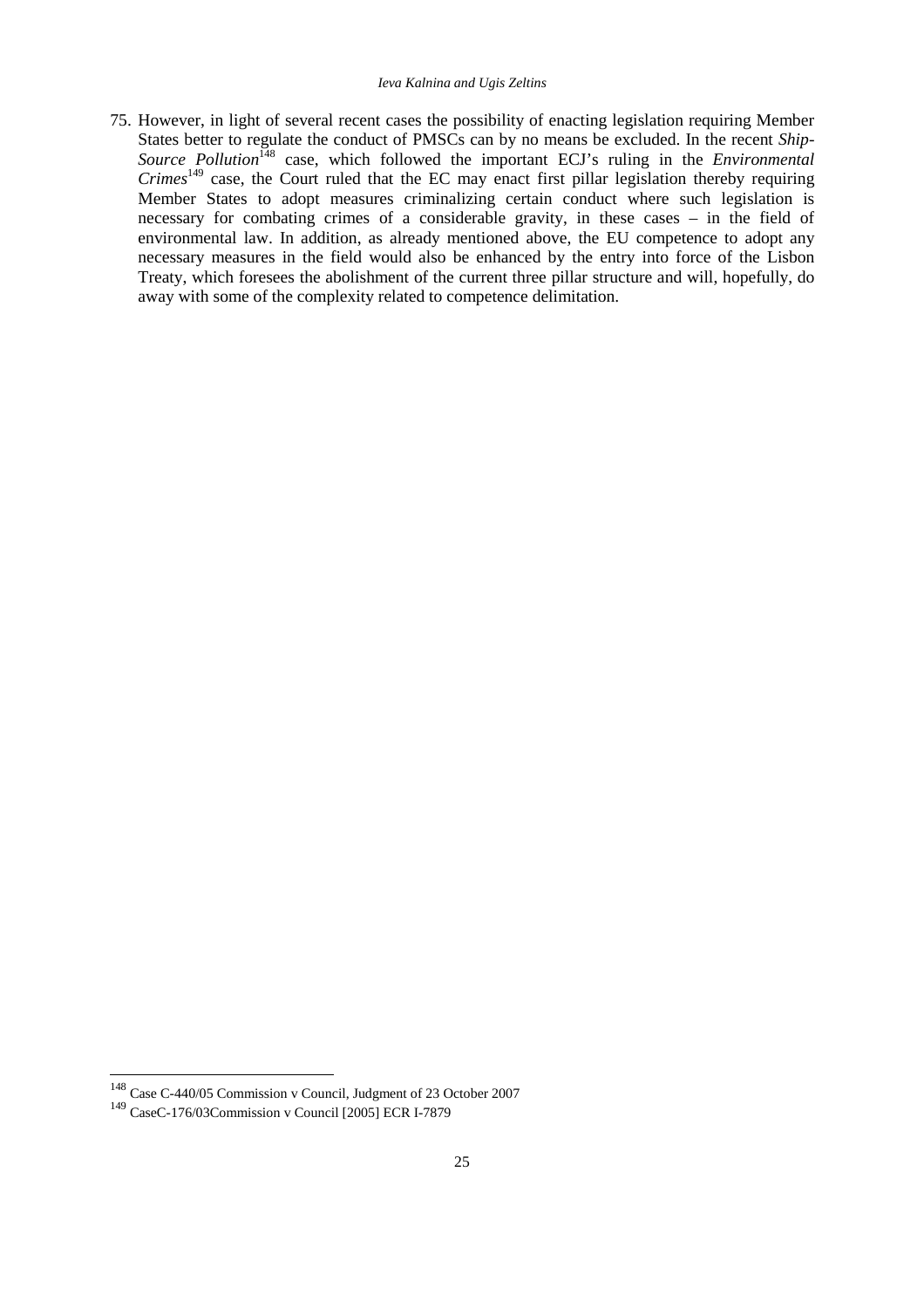75. However, in light of several recent cases the possibility of enacting legislation requiring Member States better to regulate the conduct of PMSCs can by no means be excluded. In the recent *Ship-Source Pollution*[148] case, which followed the important ECJ's ruling in the *Environmental Crimes*[149] case, the Court ruled that the EC may enact first pillar legislation thereby requiring Member States to adopt measures criminalizing certain conduct where such legislation is necessary for combating crimes of a considerable gravity, in these cases – in the field of environmental law. In addition, as already mentioned above, the EU competence to adopt any necessary measures in the field would also be enhanced by the entry into force of the Lisbon Treaty, which foresees the abolishment of the current three pillar structure and will, hopefully, do away with some of the complexity related to competence delimitation.

---

[148] Case C-440/05 Commission v Council, Judgment of 23 October 2007

[149] CaseC-176/03Commission v Council [2005] ECR I-7879